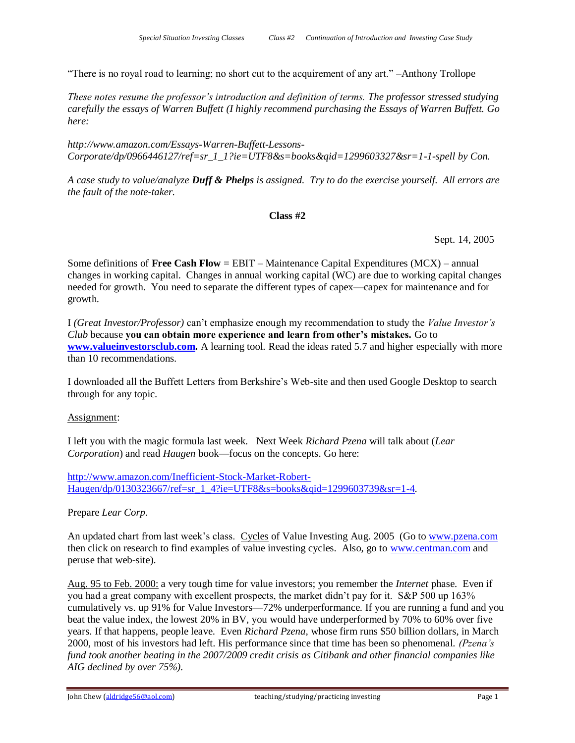"There is no royal road to learning; no short cut to the acquirement of any art." –Anthony Trollope

*These notes resume the professor's introduction and definition of terms. The professor stressed studying carefully the essays of Warren Buffett (I highly recommend purchasing the Essays of Warren Buffett. Go here:*

*http://www.amazon.com/Essays-Warren-Buffett-Lessons-Corporate/dp/0966446127/ref=sr_1_1?ie=UTF8&s=books&qid=1299603327&sr=1-1-spell by Con.*

*A case study to value/analyze **Duff & Phelps** is assigned. Try to do the exercise yourself. All errors are the fault of the note-taker.*

**Class #2**

Sept. 14, 2005

Some definitions of **Free Cash Flow** = EBIT – Maintenance Capital Expenditures (MCX) – annual changes in working capital. Changes in annual working capital (WC) are due to working capital changes needed for growth. You need to separate the different types of capex—capex for maintenance and for growth.

I *(Great Investor/Professor)* can't emphasize enough my recommendation to study the *Value Investor's Club* because **you can obtain more experience and learn from other's mistakes.** Go to **[www.valueinvestorsclub.com](http://www.valueinvestorsclub.com).** A learning tool. Read the ideas rated 5.7 and higher especially with more than 10 recommendations.

I downloaded all the Buffett Letters from Berkshire's Web-site and then used Google Desktop to search through for any topic.

Assignment:

I left you with the magic formula last week. Next Week *Richard Pzena* will talk about (*Lear Corporation*) and read *Haugen* book—focus on the concepts. Go here:

[http://www.amazon.com/Inefficient-Stock-Market-Robert-Haugen/dp/0130323667/ref=sr_1_4?ie=UTF8&s=books&qid=1299603739&sr=1-4](http://www.amazon.com/Inefficient-Stock-Market-Robert-Haugen/dp/0130323667/ref=sr_1_4?ie=UTF8&s=books&qid=1299603739&sr=1-4).

Prepare *Lear Corp*.

An updated chart from last week's class. Cycles of Value Investing Aug. 2005 (Go to [www.pzena.com](http://www.pzena.com) then click on research to find examples of value investing cycles. Also, go to [www.centman.com](http://www.centman.com) and peruse that web-site).

Aug. 95 to Feb. 2000: a very tough time for value investors; you remember the *Internet* phase. Even if you had a great company with excellent prospects, the market didn't pay for it. S&P 500 up 163% cumulatively vs. up 91% for Value Investors—72% underperformance. If you are running a fund and you beat the value index, the lowest 20% in BV, you would have underperformed by 70% to 60% over five years. If that happens, people leave. Even *Richard Pzena,* whose firm runs $50 billion dollars, in March 2000, most of his investors had left. His performance since that time has been so phenomenal. *(Pzena's fund took another beating in the 2007/2009 credit crisis as Citibank and other financial companies like AIG declined by over 75%).*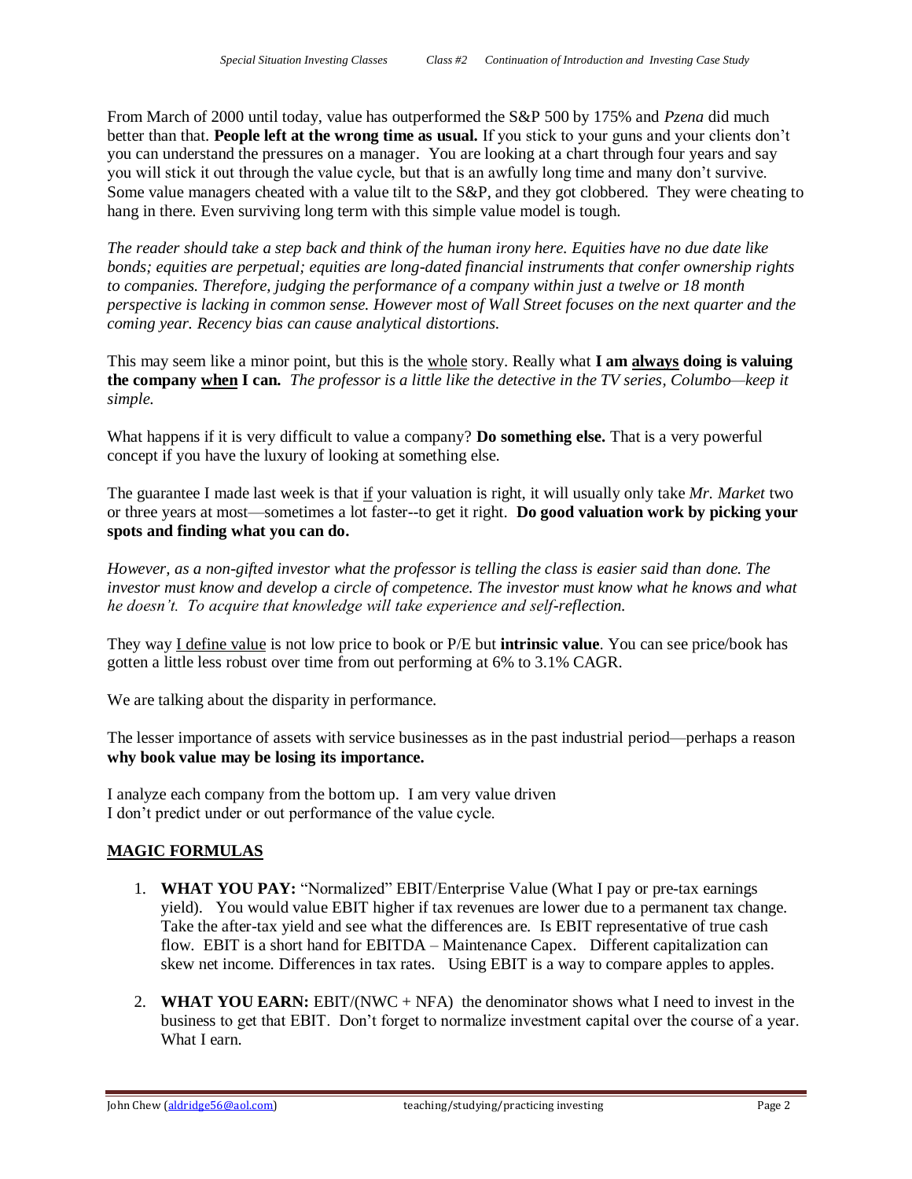From March of 2000 until today, value has outperformed the S&P 500 by 175% and *Pzena* did much better than that. **People left at the wrong time as usual.** If you stick to your guns and your clients don't you can understand the pressures on a manager. You are looking at a chart through four years and say you will stick it out through the value cycle, but that is an awfully long time and many don't survive. Some value managers cheated with a value tilt to the S&P, and they got clobbered. They were cheating to hang in there. Even surviving long term with this simple value model is tough.

*The reader should take a step back and think of the human irony here. Equities have no due date like bonds; equities are perpetual; equities are long-dated financial instruments that confer ownership rights to companies. Therefore, judging the performance of a company within just a twelve or 18 month perspective is lacking in common sense. However most of Wall Street focuses on the next quarter and the coming year. Recency bias can cause analytical distortions.*

This may seem like a minor point, but this is the <u>whole</u> story. Really what **I am <u>always</u> doing is valuing the company <u>when</u> I can.** *The professor is a little like the detective in the TV series, Columbo—keep it simple.*

What happens if it is very difficult to value a company? **Do something else.** That is a very powerful concept if you have the luxury of looking at something else.

The guarantee I made last week is that <u>if</u> your valuation is right, it will usually only take *Mr. Market* two or three years at most—sometimes a lot faster--to get it right. **Do good valuation work by picking your spots and finding what you can do.**

*However, as a non-gifted investor what the professor is telling the class is easier said than done. The investor must know and develop a circle of competence. The investor must know what he knows and what he doesn't. To acquire that knowledge will take experience and self-reflection.*

They way <u>I define value</u> is not low price to book or P/E but **intrinsic value**. You can see price/book has gotten a little less robust over time from out performing at 6% to 3.1% CAGR.

We are talking about the disparity in performance.

The lesser importance of assets with service businesses as in the past industrial period—perhaps a reason **why book value may be losing its importance.**

I analyze each company from the bottom up. I am very value driven
I don't predict under or out performance of the value cycle.

## MAGIC FORMULAS

1. **WHAT YOU PAY:** "Normalized" EBIT/Enterprise Value (What I pay or pre-tax earnings yield). You would value EBIT higher if tax revenues are lower due to a permanent tax change. Take the after-tax yield and see what the differences are. Is EBIT representative of true cash flow. EBIT is a short hand for EBITDA – Maintenance Capex. Different capitalization can skew net income. Differences in tax rates. Using EBIT is a way to compare apples to apples.

2. **WHAT YOU EARN:** EBIT/(NWC + NFA) the denominator shows what I need to invest in the business to get that EBIT. Don't forget to normalize investment capital over the course of a year. What I earn.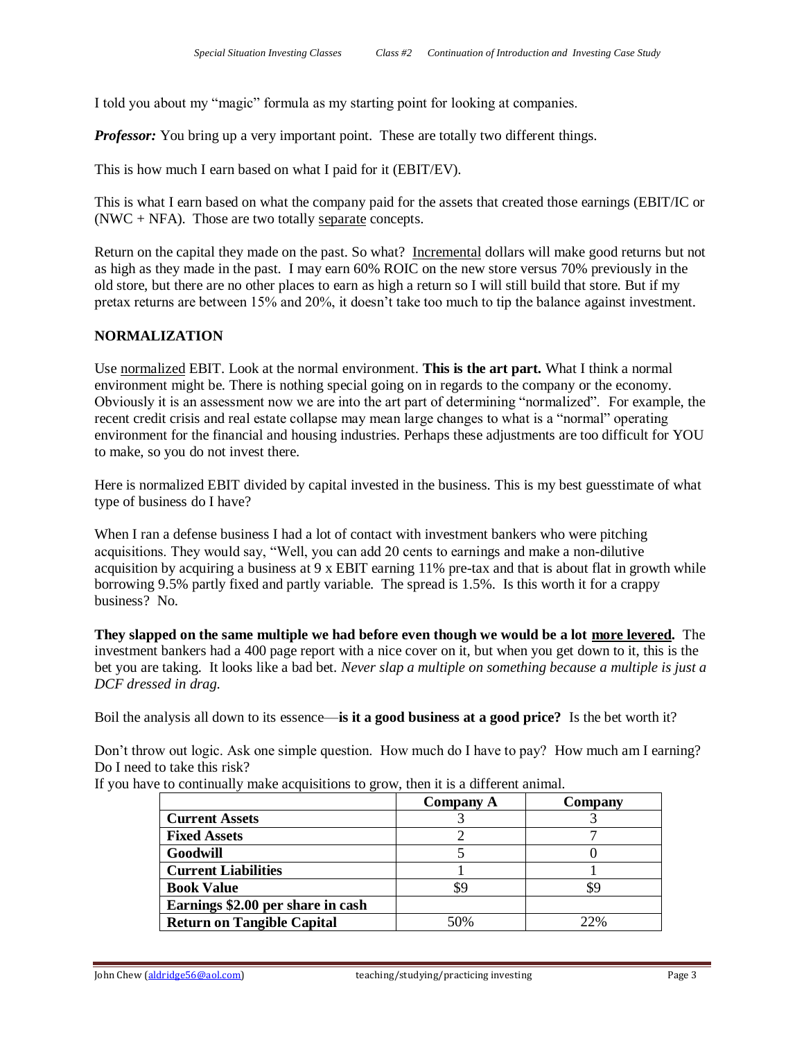I told you about my "magic" formula as my starting point for looking at companies.

***Professor:*** You bring up a very important point. These are totally two different things.

This is how much I earn based on what I paid for it (EBIT/EV).

This is what I earn based on what the company paid for the assets that created those earnings (EBIT/IC or (NWC + NFA). Those are two totally separate concepts.

Return on the capital they made on the past. So what? Incremental dollars will make good returns but not as high as they made in the past. I may earn 60% ROIC on the new store versus 70% previously in the old store, but there are no other places to earn as high a return so I will still build that store. But if my pretax returns are between 15% and 20%, it doesn't take too much to tip the balance against investment.

## NORMALIZATION

Use normalized EBIT. Look at the normal environment. **This is the art part.** What I think a normal environment might be. There is nothing special going on in regards to the company or the economy. Obviously it is an assessment now we are into the art part of determining "normalized". For example, the recent credit crisis and real estate collapse may mean large changes to what is a "normal" operating environment for the financial and housing industries. Perhaps these adjustments are too difficult for YOU to make, so you do not invest there.

Here is normalized EBIT divided by capital invested in the business. This is my best guesstimate of what type of business do I have?

When I ran a defense business I had a lot of contact with investment bankers who were pitching acquisitions. They would say, "Well, you can add 20 cents to earnings and make a non-dilutive acquisition by acquiring a business at 9 x EBIT earning 11% pre-tax and that is about flat in growth while borrowing 9.5% partly fixed and partly variable. The spread is 1.5%. Is this worth it for a crappy business? No.

**They slapped on the same multiple we had before even though we would be a lot more levered.** The investment bankers had a 400 page report with a nice cover on it, but when you get down to it, this is the bet you are taking. It looks like a bad bet. *Never slap a multiple on something because a multiple is just a DCF dressed in drag.*

Boil the analysis all down to its essence—**is it a good business at a good price?** Is the bet worth it?

Don't throw out logic. Ask one simple question. How much do I have to pay? How much am I earning? Do I need to take this risk?

If you have to continually make acquisitions to grow, then it is a different animal.

| | Company A | Company |
|---|---|---|
| **Current Assets** | 3 | 3 |
| **Fixed Assets** | 2 | 7 |
| **Goodwill** | 5 | 0 |
| **Current Liabilities** | 1 | 1 |
| **Book Value** | $9 | $9 |
| **Earnings $2.00 per share in cash** | | |
| **Return on Tangible Capital** | 50% | 22% |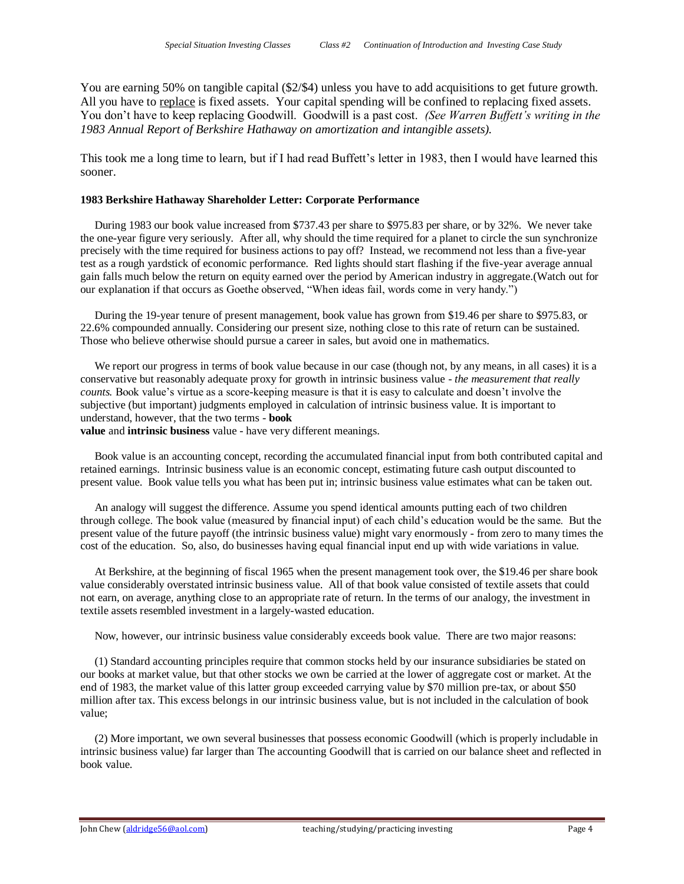You are earning 50% on tangible capital ($2/$4) unless you have to add acquisitions to get future growth. All you have to replace is fixed assets. Your capital spending will be confined to replacing fixed assets. You don't have to keep replacing Goodwill. Goodwill is a past cost. *(See Warren Buffett's writing in the 1983 Annual Report of Berkshire Hathaway on amortization and intangible assets).*

This took me a long time to learn, but if I had read Buffett's letter in 1983, then I would have learned this sooner.

**1983 Berkshire Hathaway Shareholder Letter: Corporate Performance**

During 1983 our book value increased from $737.43 per share to $975.83 per share, or by 32%. We never take the one-year figure very seriously. After all, why should the time required for a planet to circle the sun synchronize precisely with the time required for business actions to pay off? Instead, we recommend not less than a five-year test as a rough yardstick of economic performance. Red lights should start flashing if the five-year average annual gain falls much below the return on equity earned over the period by American industry in aggregate.(Watch out for our explanation if that occurs as Goethe observed, "When ideas fail, words come in very handy.")

During the 19-year tenure of present management, book value has grown from $19.46 per share to $975.83, or 22.6% compounded annually. Considering our present size, nothing close to this rate of return can be sustained. Those who believe otherwise should pursue a career in sales, but avoid one in mathematics.

We report our progress in terms of book value because in our case (though not, by any means, in all cases) it is a conservative but reasonably adequate proxy for growth in intrinsic business value - *the measurement that really counts*. Book value's virtue as a score-keeping measure is that it is easy to calculate and doesn't involve the subjective (but important) judgments employed in calculation of intrinsic business value. It is important to understand, however, that the two terms - **book value** and **intrinsic business** value - have very different meanings.

Book value is an accounting concept, recording the accumulated financial input from both contributed capital and retained earnings. Intrinsic business value is an economic concept, estimating future cash output discounted to present value. Book value tells you what has been put in; intrinsic business value estimates what can be taken out.

An analogy will suggest the difference. Assume you spend identical amounts putting each of two children through college. The book value (measured by financial input) of each child's education would be the same. But the present value of the future payoff (the intrinsic business value) might vary enormously - from zero to many times the cost of the education. So, also, do businesses having equal financial input end up with wide variations in value.

At Berkshire, at the beginning of fiscal 1965 when the present management took over, the $19.46 per share book value considerably overstated intrinsic business value. All of that book value consisted of textile assets that could not earn, on average, anything close to an appropriate rate of return. In the terms of our analogy, the investment in textile assets resembled investment in a largely-wasted education.

Now, however, our intrinsic business value considerably exceeds book value. There are two major reasons:

(1) Standard accounting principles require that common stocks held by our insurance subsidiaries be stated on our books at market value, but that other stocks we own be carried at the lower of aggregate cost or market. At the end of 1983, the market value of this latter group exceeded carrying value by $70 million pre-tax, or about $50 million after tax. This excess belongs in our intrinsic business value, but is not included in the calculation of book value;

(2) More important, we own several businesses that possess economic Goodwill (which is properly includable in intrinsic business value) far larger than The accounting Goodwill that is carried on our balance sheet and reflected in book value.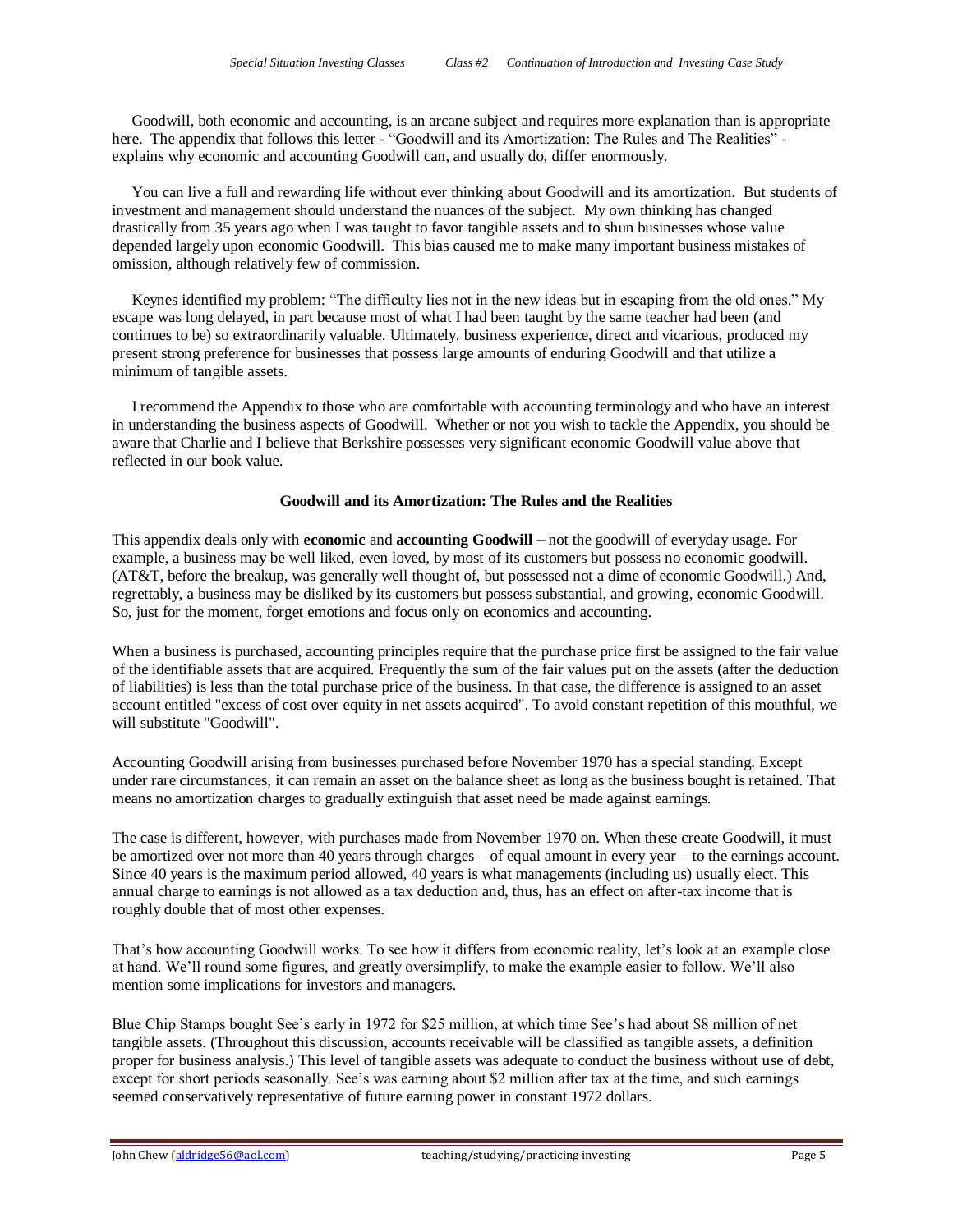Goodwill, both economic and accounting, is an arcane subject and requires more explanation than is appropriate here. The appendix that follows this letter - "Goodwill and its Amortization: The Rules and The Realities" - explains why economic and accounting Goodwill can, and usually do, differ enormously.

You can live a full and rewarding life without ever thinking about Goodwill and its amortization. But students of investment and management should understand the nuances of the subject. My own thinking has changed drastically from 35 years ago when I was taught to favor tangible assets and to shun businesses whose value depended largely upon economic Goodwill. This bias caused me to make many important business mistakes of omission, although relatively few of commission.

Keynes identified my problem: "The difficulty lies not in the new ideas but in escaping from the old ones." My escape was long delayed, in part because most of what I had been taught by the same teacher had been (and continues to be) so extraordinarily valuable. Ultimately, business experience, direct and vicarious, produced my present strong preference for businesses that possess large amounts of enduring Goodwill and that utilize a minimum of tangible assets.

I recommend the Appendix to those who are comfortable with accounting terminology and who have an interest in understanding the business aspects of Goodwill. Whether or not you wish to tackle the Appendix, you should be aware that Charlie and I believe that Berkshire possesses very significant economic Goodwill value above that reflected in our book value.

## Goodwill and its Amortization: The Rules and the Realities

This appendix deals only with **economic** and **accounting Goodwill** – not the goodwill of everyday usage. For example, a business may be well liked, even loved, by most of its customers but possess no economic goodwill. (AT&T, before the breakup, was generally well thought of, but possessed not a dime of economic Goodwill.) And, regrettably, a business may be disliked by its customers but possess substantial, and growing, economic Goodwill. So, just for the moment, forget emotions and focus only on economics and accounting.

When a business is purchased, accounting principles require that the purchase price first be assigned to the fair value of the identifiable assets that are acquired. Frequently the sum of the fair values put on the assets (after the deduction of liabilities) is less than the total purchase price of the business. In that case, the difference is assigned to an asset account entitled "excess of cost over equity in net assets acquired". To avoid constant repetition of this mouthful, we will substitute "Goodwill".

Accounting Goodwill arising from businesses purchased before November 1970 has a special standing. Except under rare circumstances, it can remain an asset on the balance sheet as long as the business bought is retained. That means no amortization charges to gradually extinguish that asset need be made against earnings.

The case is different, however, with purchases made from November 1970 on. When these create Goodwill, it must be amortized over not more than 40 years through charges – of equal amount in every year – to the earnings account. Since 40 years is the maximum period allowed, 40 years is what managements (including us) usually elect. This annual charge to earnings is not allowed as a tax deduction and, thus, has an effect on after-tax income that is roughly double that of most other expenses.

That's how accounting Goodwill works. To see how it differs from economic reality, let's look at an example close at hand. We'll round some figures, and greatly oversimplify, to make the example easier to follow. We'll also mention some implications for investors and managers.

Blue Chip Stamps bought See's early in 1972 for $25 million, at which time See's had about $8 million of net tangible assets. (Throughout this discussion, accounts receivable will be classified as tangible assets, a definition proper for business analysis.) This level of tangible assets was adequate to conduct the business without use of debt, except for short periods seasonally. See's was earning about $2 million after tax at the time, and such earnings seemed conservatively representative of future earning power in constant 1972 dollars.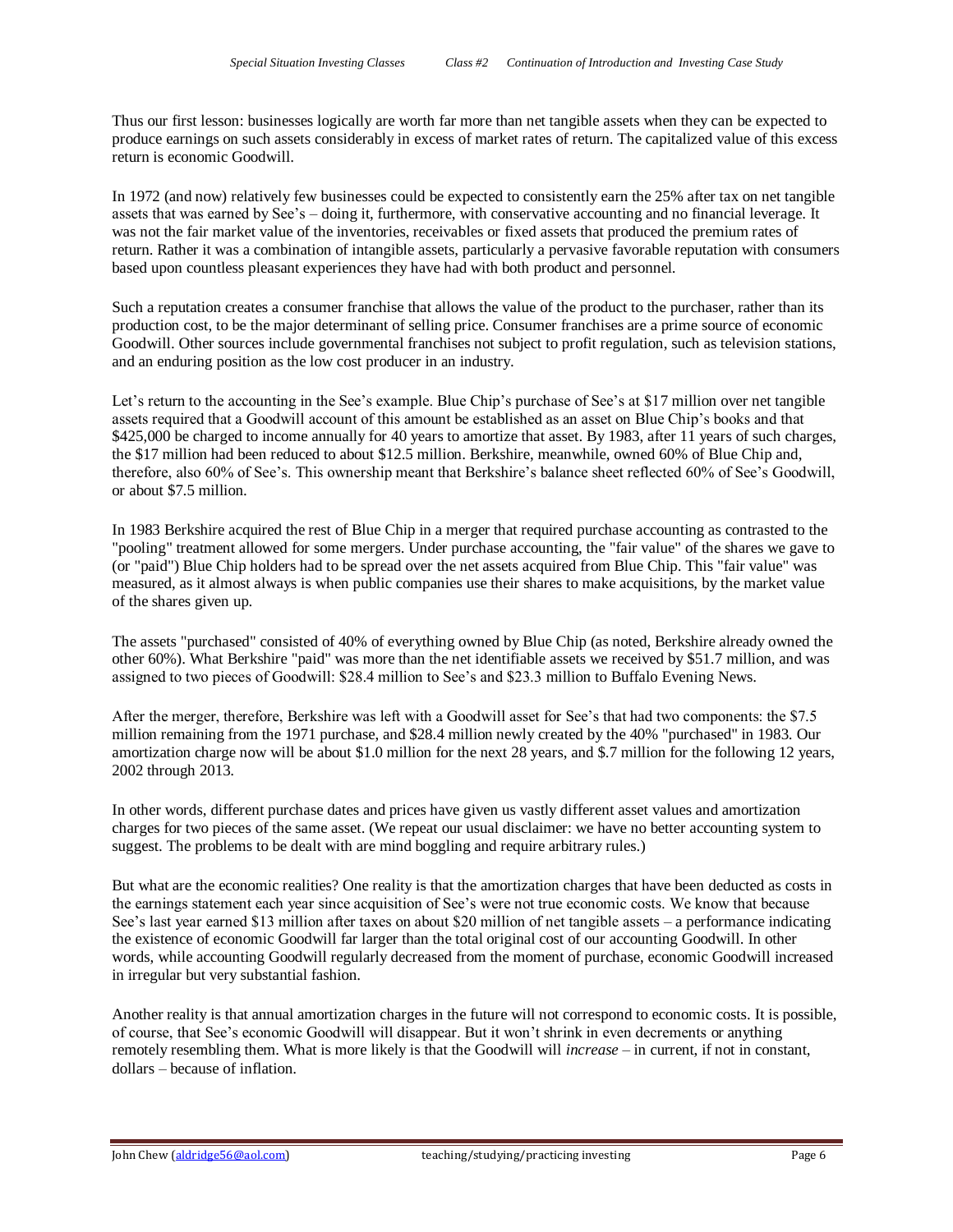Thus our first lesson: businesses logically are worth far more than net tangible assets when they can be expected to produce earnings on such assets considerably in excess of market rates of return. The capitalized value of this excess return is economic Goodwill.

In 1972 (and now) relatively few businesses could be expected to consistently earn the 25% after tax on net tangible assets that was earned by See's – doing it, furthermore, with conservative accounting and no financial leverage. It was not the fair market value of the inventories, receivables or fixed assets that produced the premium rates of return. Rather it was a combination of intangible assets, particularly a pervasive favorable reputation with consumers based upon countless pleasant experiences they have had with both product and personnel.

Such a reputation creates a consumer franchise that allows the value of the product to the purchaser, rather than its production cost, to be the major determinant of selling price. Consumer franchises are a prime source of economic Goodwill. Other sources include governmental franchises not subject to profit regulation, such as television stations, and an enduring position as the low cost producer in an industry.

Let's return to the accounting in the See's example. Blue Chip's purchase of See's at $17 million over net tangible assets required that a Goodwill account of this amount be established as an asset on Blue Chip's books and that $425,000 be charged to income annually for 40 years to amortize that asset. By 1983, after 11 years of such charges, the $17 million had been reduced to about $12.5 million. Berkshire, meanwhile, owned 60% of Blue Chip and, therefore, also 60% of See's. This ownership meant that Berkshire's balance sheet reflected 60% of See's Goodwill, or about $7.5 million.

In 1983 Berkshire acquired the rest of Blue Chip in a merger that required purchase accounting as contrasted to the "pooling" treatment allowed for some mergers. Under purchase accounting, the "fair value" of the shares we gave to (or "paid") Blue Chip holders had to be spread over the net assets acquired from Blue Chip. This "fair value" was measured, as it almost always is when public companies use their shares to make acquisitions, by the market value of the shares given up.

The assets "purchased" consisted of 40% of everything owned by Blue Chip (as noted, Berkshire already owned the other 60%). What Berkshire "paid" was more than the net identifiable assets we received by $51.7 million, and was assigned to two pieces of Goodwill: $28.4 million to See's and $23.3 million to Buffalo Evening News.

After the merger, therefore, Berkshire was left with a Goodwill asset for See's that had two components: the $7.5 million remaining from the 1971 purchase, and $28.4 million newly created by the 40% "purchased" in 1983. Our amortization charge now will be about $1.0 million for the next 28 years, and $.7 million for the following 12 years, 2002 through 2013.

In other words, different purchase dates and prices have given us vastly different asset values and amortization charges for two pieces of the same asset. (We repeat our usual disclaimer: we have no better accounting system to suggest. The problems to be dealt with are mind boggling and require arbitrary rules.)

But what are the economic realities? One reality is that the amortization charges that have been deducted as costs in the earnings statement each year since acquisition of See's were not true economic costs. We know that because See's last year earned $13 million after taxes on about $20 million of net tangible assets – a performance indicating the existence of economic Goodwill far larger than the total original cost of our accounting Goodwill. In other words, while accounting Goodwill regularly decreased from the moment of purchase, economic Goodwill increased in irregular but very substantial fashion.

Another reality is that annual amortization charges in the future will not correspond to economic costs. It is possible, of course, that See's economic Goodwill will disappear. But it won't shrink in even decrements or anything remotely resembling them. What is more likely is that the Goodwill will *increase* – in current, if not in constant, dollars – because of inflation.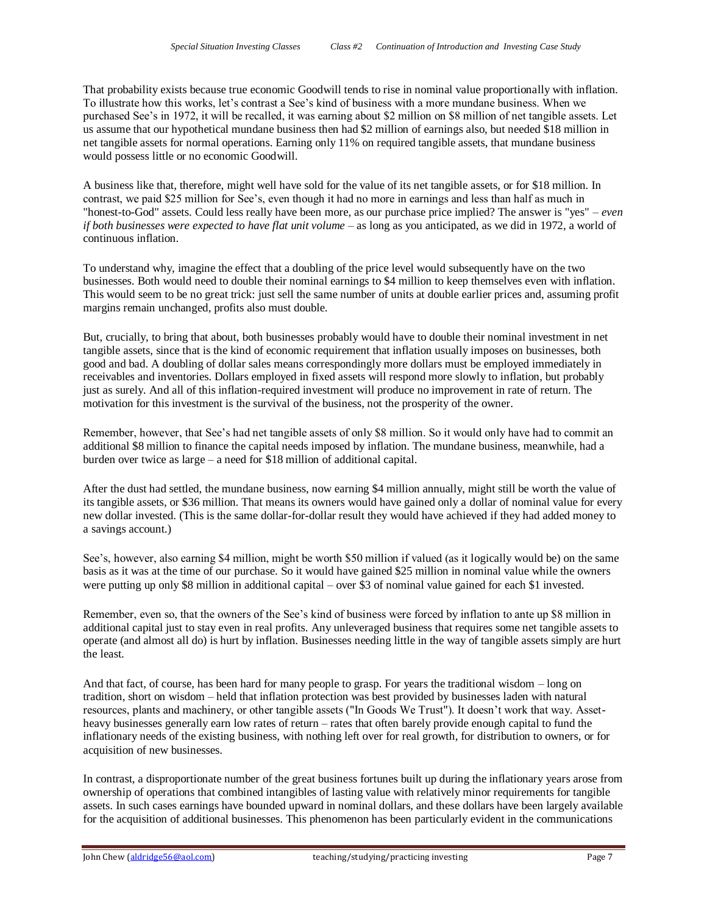That probability exists because true economic Goodwill tends to rise in nominal value proportionally with inflation. To illustrate how this works, let's contrast a See's kind of business with a more mundane business. When we purchased See's in 1972, it will be recalled, it was earning about $2 million on $8 million of net tangible assets. Let us assume that our hypothetical mundane business then had $2 million of earnings also, but needed $18 million in net tangible assets for normal operations. Earning only 11% on required tangible assets, that mundane business would possess little or no economic Goodwill.

A business like that, therefore, might well have sold for the value of its net tangible assets, or for $18 million. In contrast, we paid $25 million for See's, even though it had no more in earnings and less than half as much in "honest-to-God" assets. Could less really have been more, as our purchase price implied? The answer is "yes" – *even if both businesses were expected to have flat unit volume* – as long as you anticipated, as we did in 1972, a world of continuous inflation.

To understand why, imagine the effect that a doubling of the price level would subsequently have on the two businesses. Both would need to double their nominal earnings to $4 million to keep themselves even with inflation. This would seem to be no great trick: just sell the same number of units at double earlier prices and, assuming profit margins remain unchanged, profits also must double.

But, crucially, to bring that about, both businesses probably would have to double their nominal investment in net tangible assets, since that is the kind of economic requirement that inflation usually imposes on businesses, both good and bad. A doubling of dollar sales means correspondingly more dollars must be employed immediately in receivables and inventories. Dollars employed in fixed assets will respond more slowly to inflation, but probably just as surely. And all of this inflation-required investment will produce no improvement in rate of return. The motivation for this investment is the survival of the business, not the prosperity of the owner.

Remember, however, that See's had net tangible assets of only $8 million. So it would only have had to commit an additional $8 million to finance the capital needs imposed by inflation. The mundane business, meanwhile, had a burden over twice as large – a need for $18 million of additional capital.

After the dust had settled, the mundane business, now earning $4 million annually, might still be worth the value of its tangible assets, or $36 million. That means its owners would have gained only a dollar of nominal value for every new dollar invested. (This is the same dollar-for-dollar result they would have achieved if they had added money to a savings account.)

See's, however, also earning $4 million, might be worth $50 million if valued (as it logically would be) on the same basis as it was at the time of our purchase. So it would have gained $25 million in nominal value while the owners were putting up only $8 million in additional capital – over $3 of nominal value gained for each $1 invested.

Remember, even so, that the owners of the See's kind of business were forced by inflation to ante up $8 million in additional capital just to stay even in real profits. Any unleveraged business that requires some net tangible assets to operate (and almost all do) is hurt by inflation. Businesses needing little in the way of tangible assets simply are hurt the least.

And that fact, of course, has been hard for many people to grasp. For years the traditional wisdom – long on tradition, short on wisdom – held that inflation protection was best provided by businesses laden with natural resources, plants and machinery, or other tangible assets ("In Goods We Trust"). It doesn't work that way. Asset-heavy businesses generally earn low rates of return – rates that often barely provide enough capital to fund the inflationary needs of the existing business, with nothing left over for real growth, for distribution to owners, or for acquisition of new businesses.

In contrast, a disproportionate number of the great business fortunes built up during the inflationary years arose from ownership of operations that combined intangibles of lasting value with relatively minor requirements for tangible assets. In such cases earnings have bounded upward in nominal dollars, and these dollars have been largely available for the acquisition of additional businesses. This phenomenon has been particularly evident in the communications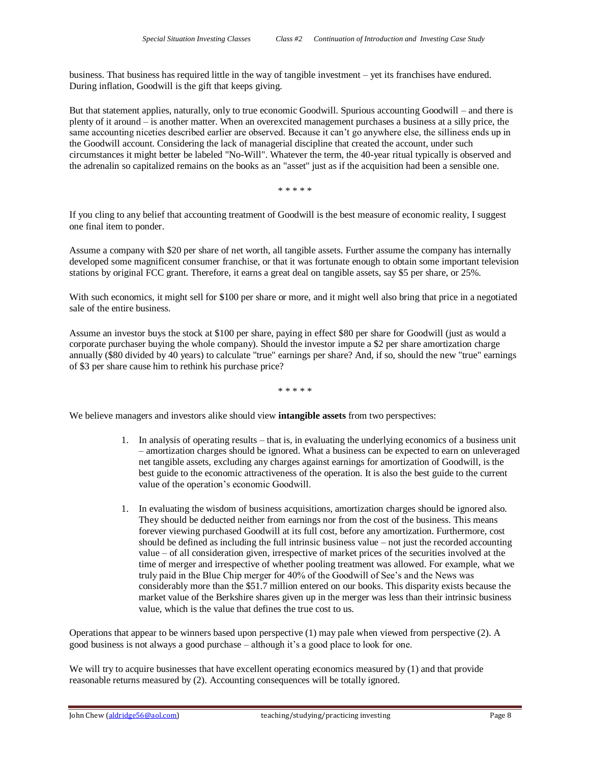business. That business has required little in the way of tangible investment – yet its franchises have endured. During inflation, Goodwill is the gift that keeps giving.

But that statement applies, naturally, only to true economic Goodwill. Spurious accounting Goodwill – and there is plenty of it around – is another matter. When an overexcited management purchases a business at a silly price, the same accounting niceties described earlier are observed. Because it can't go anywhere else, the silliness ends up in the Goodwill account. Considering the lack of managerial discipline that created the account, under such circumstances it might better be labeled "No-Will". Whatever the term, the 40-year ritual typically is observed and the adrenalin so capitalized remains on the books as an "asset" just as if the acquisition had been a sensible one.

\* \* \* \* \*

If you cling to any belief that accounting treatment of Goodwill is the best measure of economic reality, I suggest one final item to ponder.

Assume a company with $20 per share of net worth, all tangible assets. Further assume the company has internally developed some magnificent consumer franchise, or that it was fortunate enough to obtain some important television stations by original FCC grant. Therefore, it earns a great deal on tangible assets, say $5 per share, or 25%.

With such economics, it might sell for $100 per share or more, and it might well also bring that price in a negotiated sale of the entire business.

Assume an investor buys the stock at $100 per share, paying in effect $80 per share for Goodwill (just as would a corporate purchaser buying the whole company). Should the investor impute a $2 per share amortization charge annually ($80 divided by 40 years) to calculate "true" earnings per share? And, if so, should the new "true" earnings of $3 per share cause him to rethink his purchase price?

\* \* \* \* \*

We believe managers and investors alike should view **intangible assets** from two perspectives:

1. In analysis of operating results – that is, in evaluating the underlying economics of a business unit – amortization charges should be ignored. What a business can be expected to earn on unleveraged net tangible assets, excluding any charges against earnings for amortization of Goodwill, is the best guide to the economic attractiveness of the operation. It is also the best guide to the current value of the operation's economic Goodwill.

1. In evaluating the wisdom of business acquisitions, amortization charges should be ignored also. They should be deducted neither from earnings nor from the cost of the business. This means forever viewing purchased Goodwill at its full cost, before any amortization. Furthermore, cost should be defined as including the full intrinsic business value – not just the recorded accounting value – of all consideration given, irrespective of market prices of the securities involved at the time of merger and irrespective of whether pooling treatment was allowed. For example, what we truly paid in the Blue Chip merger for 40% of the Goodwill of See's and the News was considerably more than the $51.7 million entered on our books. This disparity exists because the market value of the Berkshire shares given up in the merger was less than their intrinsic business value, which is the value that defines the true cost to us.

Operations that appear to be winners based upon perspective (1) may pale when viewed from perspective (2). A good business is not always a good purchase – although it's a good place to look for one.

We will try to acquire businesses that have excellent operating economics measured by (1) and that provide reasonable returns measured by (2). Accounting consequences will be totally ignored.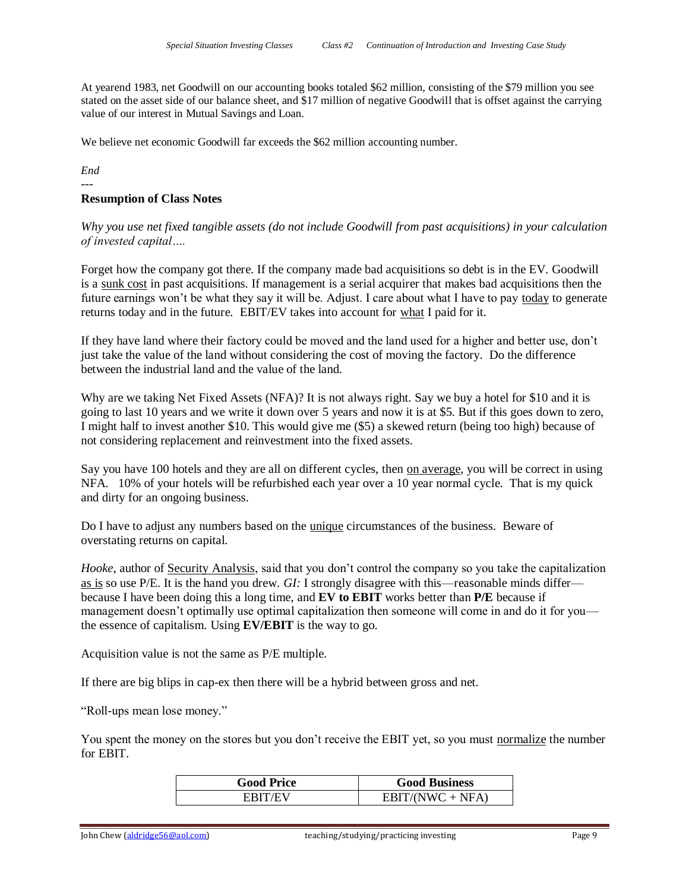At yearend 1983, net Goodwill on our accounting books totaled $62 million, consisting of the $79 million you see stated on the asset side of our balance sheet, and $17 million of negative Goodwill that is offset against the carrying value of our interest in Mutual Savings and Loan.

We believe net economic Goodwill far exceeds the $62 million accounting number.

*End*

---

**Resumption of Class Notes**

*Why you use net fixed tangible assets (do not include Goodwill from past acquisitions) in your calculation of invested capital….*

Forget how the company got there. If the company made bad acquisitions so debt is in the EV. Goodwill is a sunk cost in past acquisitions. If management is a serial acquirer that makes bad acquisitions then the future earnings won't be what they say it will be. Adjust. I care about what I have to pay today to generate returns today and in the future. EBIT/EV takes into account for what I paid for it.

If they have land where their factory could be moved and the land used for a higher and better use, don't just take the value of the land without considering the cost of moving the factory. Do the difference between the industrial land and the value of the land.

Why are we taking Net Fixed Assets (NFA)? It is not always right. Say we buy a hotel for $10 and it is going to last 10 years and we write it down over 5 years and now it is at $5. But if this goes down to zero, I might half to invest another $10. This would give me ($5) a skewed return (being too high) because of not considering replacement and reinvestment into the fixed assets.

Say you have 100 hotels and they are all on different cycles, then on average, you will be correct in using NFA. 10% of your hotels will be refurbished each year over a 10 year normal cycle. That is my quick and dirty for an ongoing business.

Do I have to adjust any numbers based on the unique circumstances of the business. Beware of overstating returns on capital.

*Hooke*, author of Security Analysis, said that you don't control the company so you take the capitalization as is so use P/E. It is the hand you drew. *GI:* I strongly disagree with this—reasonable minds differ—because I have been doing this a long time, and **EV to EBIT** works better than **P/E** because if management doesn't optimally use optimal capitalization then someone will come in and do it for you—the essence of capitalism. Using **EV/EBIT** is the way to go.

Acquisition value is not the same as P/E multiple.

If there are big blips in cap-ex then there will be a hybrid between gross and net.

"Roll-ups mean lose money."

You spent the money on the stores but you don't receive the EBIT yet, so you must normalize the number for EBIT.

| Good Price | Good Business |
|---|---|
| EBIT/EV | EBIT/(NWC + NFA) |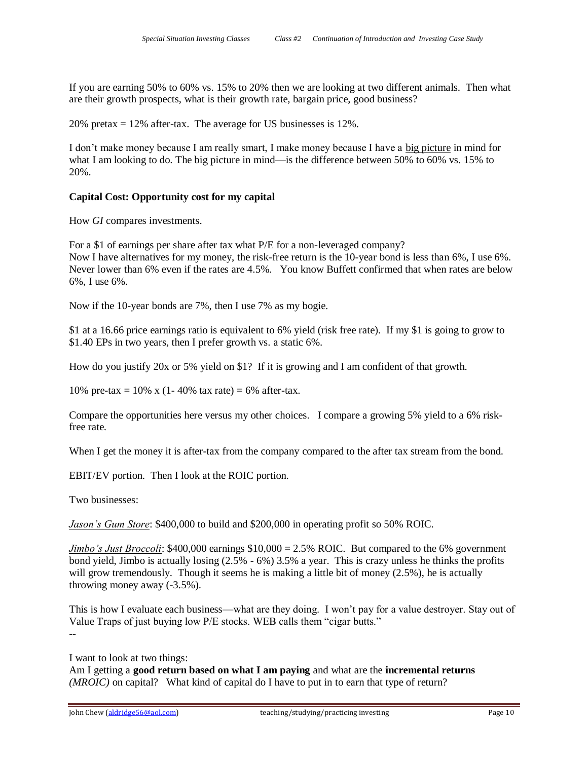If you are earning 50% to 60% vs. 15% to 20% then we are looking at two different animals. Then what are their growth prospects, what is their growth rate, bargain price, good business?

20% pretax = 12% after-tax. The average for US businesses is 12%.

I don't make money because I am really smart, I make money because I have a big picture in mind for what I am looking to do. The big picture in mind—is the difference between 50% to 60% vs. 15% to 20%.

**Capital Cost: Opportunity cost for my capital**

How *GI* compares investments.

For a $1 of earnings per share after tax what P/E for a non-leveraged company?
Now I have alternatives for my money, the risk-free return is the 10-year bond is less than 6%, I use 6%. Never lower than 6% even if the rates are 4.5%. You know Buffett confirmed that when rates are below 6%, I use 6%.

Now if the 10-year bonds are 7%, then I use 7% as my bogie.

$1 at a 16.66 price earnings ratio is equivalent to 6% yield (risk free rate). If my $1 is going to grow to $1.40 EPs in two years, then I prefer growth vs. a static 6%.

How do you justify 20x or 5% yield on $1? If it is growing and I am confident of that growth.

10% pre-tax = 10% x (1- 40% tax rate) = 6% after-tax.

Compare the opportunities here versus my other choices. I compare a growing 5% yield to a 6% risk-free rate.

When I get the money it is after-tax from the company compared to the after tax stream from the bond.

EBIT/EV portion. Then I look at the ROIC portion.

Two businesses:

*Jason's Gum Store*: $400,000 to build and $200,000 in operating profit so 50% ROIC.

*Jimbo's Just Broccoli*: $400,000 earnings $10,000 = 2.5% ROIC. But compared to the 6% government bond yield, Jimbo is actually losing (2.5% - 6%) 3.5% a year. This is crazy unless he thinks the profits will grow tremendously. Though it seems he is making a little bit of money (2.5%), he is actually throwing money away (-3.5%).

This is how I evaluate each business—what are they doing. I won't pay for a value destroyer. Stay out of Value Traps of just buying low P/E stocks. WEB calls them "cigar butts."

--

I want to look at two things:
Am I getting a **good return based on what I am paying** and what are the **incremental returns** *(MROIC)* on capital? What kind of capital do I have to put in to earn that type of return?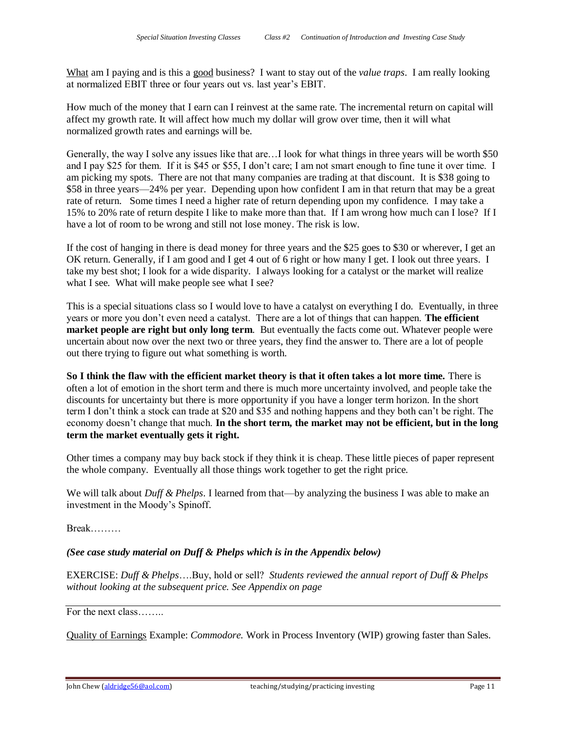What am I paying and is this a good business? I want to stay out of the *value traps*. I am really looking at normalized EBIT three or four years out vs. last year's EBIT.

How much of the money that I earn can I reinvest at the same rate. The incremental return on capital will affect my growth rate. It will affect how much my dollar will grow over time, then it will what normalized growth rates and earnings will be.

Generally, the way I solve any issues like that are…I look for what things in three years will be worth $50 and I pay $25 for them. If it is $45 or $55, I don't care; I am not smart enough to fine tune it over time. I am picking my spots. There are not that many companies are trading at that discount. It is $38 going to $58 in three years—24% per year. Depending upon how confident I am in that return that may be a great rate of return. Some times I need a higher rate of return depending upon my confidence. I may take a 15% to 20% rate of return despite I like to make more than that. If I am wrong how much can I lose? If I have a lot of room to be wrong and still not lose money. The risk is low.

If the cost of hanging in there is dead money for three years and the $25 goes to $30 or wherever, I get an OK return. Generally, if I am good and I get 4 out of 6 right or how many I get. I look out three years. I take my best shot; I look for a wide disparity. I always looking for a catalyst or the market will realize what I see. What will make people see what I see?

This is a special situations class so I would love to have a catalyst on everything I do. Eventually, in three years or more you don't even need a catalyst. There are a lot of things that can happen. **The efficient market people are right but only long term**. But eventually the facts come out. Whatever people were uncertain about now over the next two or three years, they find the answer to. There are a lot of people out there trying to figure out what something is worth.

**So I think the flaw with the efficient market theory is that it often takes a lot more time.** There is often a lot of emotion in the short term and there is much more uncertainty involved, and people take the discounts for uncertainty but there is more opportunity if you have a longer term horizon. In the short term I don't think a stock can trade at $20 and $35 and nothing happens and they both can't be right. The economy doesn't change that much. **In the short term, the market may not be efficient, but in the long term the market eventually gets it right.**

Other times a company may buy back stock if they think it is cheap. These little pieces of paper represent the whole company. Eventually all those things work together to get the right price.

We will talk about *Duff & Phelps*. I learned from that—by analyzing the business I was able to make an investment in the Moody's Spinoff.

Break………

***(See case study material on Duff & Phelps which is in the Appendix below)***

EXERCISE: *Duff & Phelps*….Buy, hold or sell? *Students reviewed the annual report of Duff & Phelps without looking at the subsequent price. See Appendix on page*

---

For the next class……..

Quality of Earnings Example: *Commodore.* Work in Process Inventory (WIP) growing faster than Sales.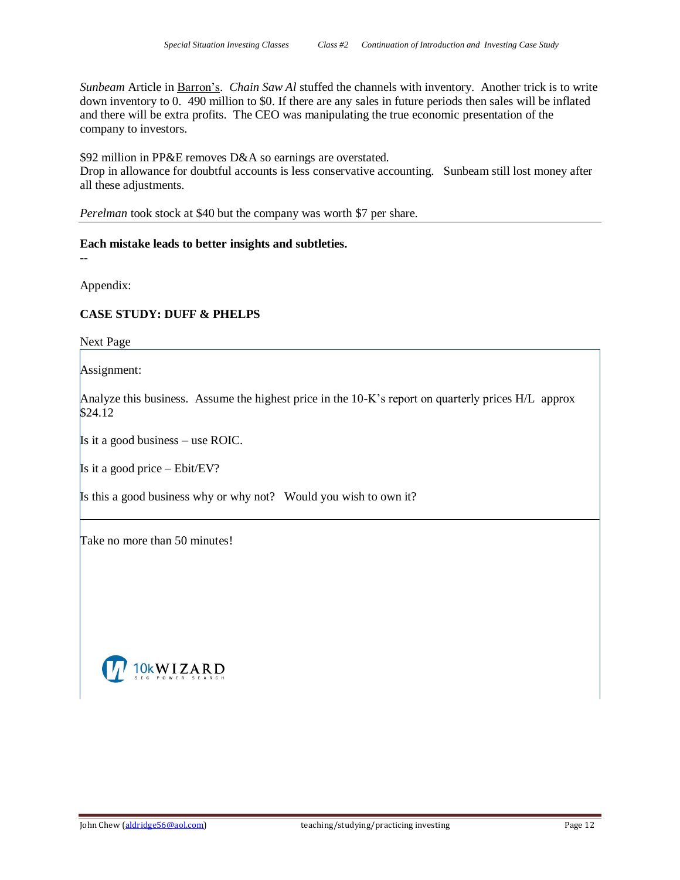*Sunbeam* Article in Barron's. *Chain Saw Al* stuffed the channels with inventory. Another trick is to write down inventory to 0. 490 million to $0. If there are any sales in future periods then sales will be inflated and there will be extra profits. The CEO was manipulating the true economic presentation of the company to investors.

$92 million in PP&E removes D&A so earnings are overstated.
Drop in allowance for doubtful accounts is less conservative accounting. Sunbeam still lost money after all these adjustments.

*Perelman* took stock at $40 but the company was worth $7 per share.

---

**Each mistake leads to better insights and subtleties.**

--

Appendix:

**CASE STUDY: DUFF & PHELPS**

Next Page

Assignment:

Analyze this business. Assume the highest price in the 10-K's report on quarterly prices H/L approx $24.12

Is it a good business – use ROIC.

Is it a good price – Ebit/EV?

Is this a good business why or why not? Would you wish to own it?

Take no more than 50 minutes!

10kWIZARD
SEC POWER SEARCH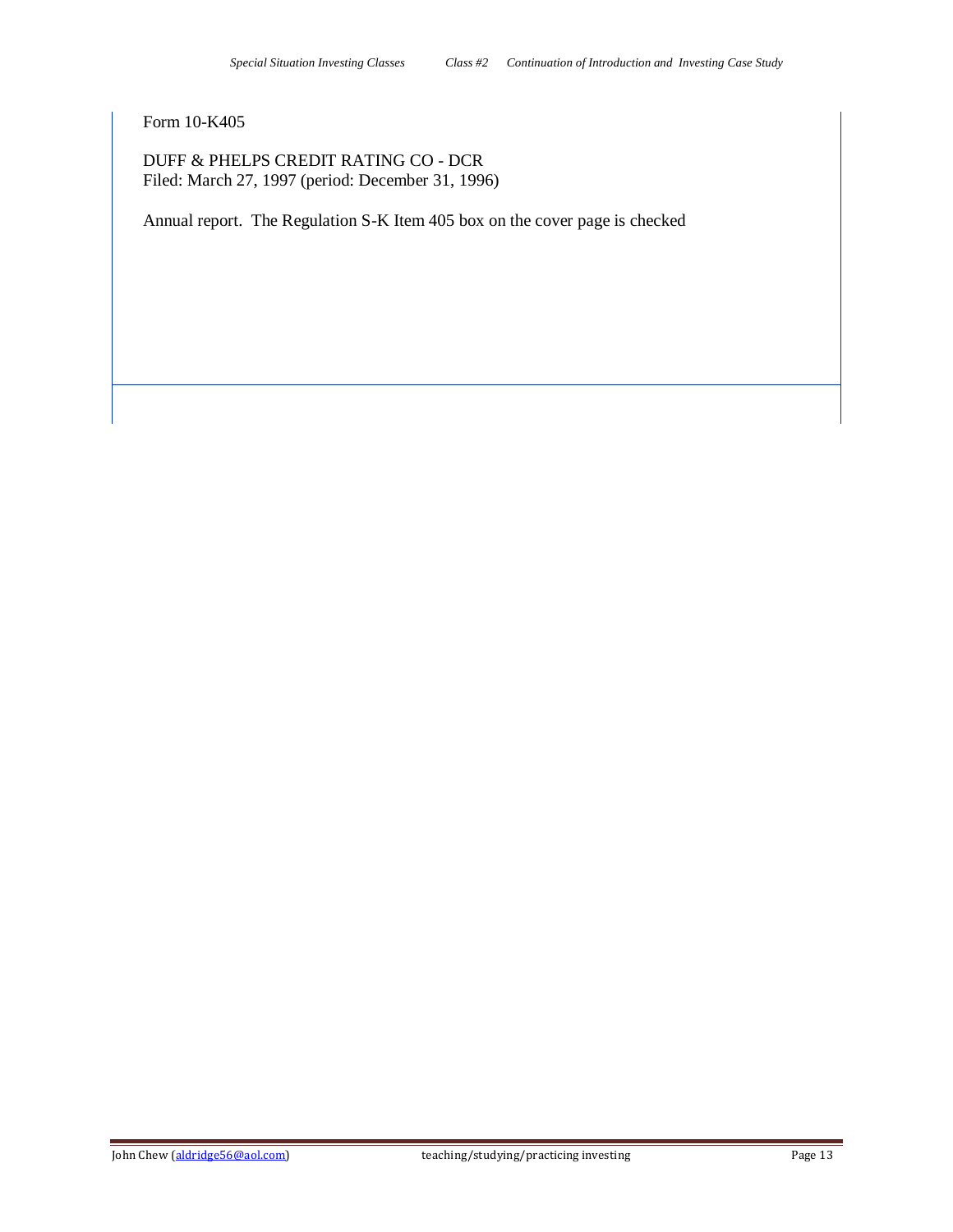Form 10-K405

DUFF & PHELPS CREDIT RATING CO - DCR
Filed: March 27, 1997 (period: December 31, 1996)

Annual report. The Regulation S-K Item 405 box on the cover page is checked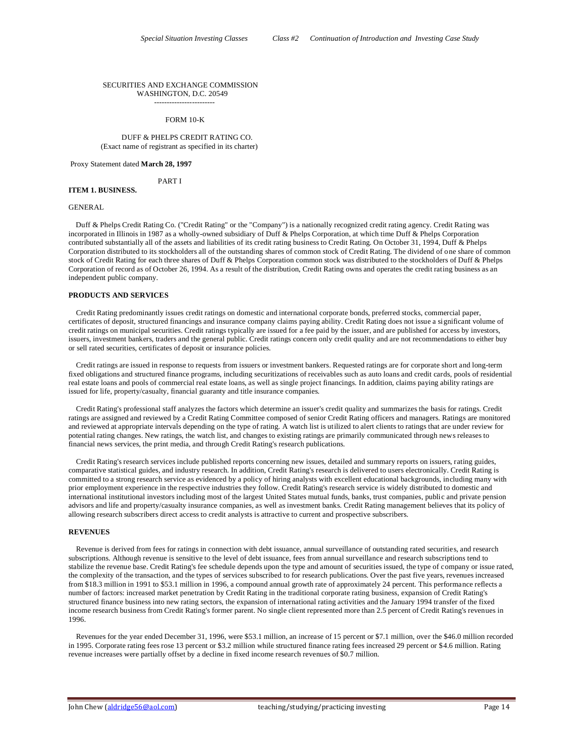SECURITIES AND EXCHANGE COMMISSION
WASHINGTON, D.C. 20549
------------------------

FORM 10-K

DUFF & PHELPS CREDIT RATING CO.
(Exact name of registrant as specified in its charter)

Proxy Statement dated **March 28, 1997**

PART I

**ITEM 1. BUSINESS.**

GENERAL

Duff & Phelps Credit Rating Co. ("Credit Rating" or the "Company") is a nationally recognized credit rating agency. Credit Rating was incorporated in Illinois in 1987 as a wholly-owned subsidiary of Duff & Phelps Corporation, at which time Duff & Phelps Corporation contributed substantially all of the assets and liabilities of its credit rating business to Credit Rating. On October 31, 1994, Duff & Phelps Corporation distributed to its stockholders all of the outstanding shares of common stock of Credit Rating. The dividend of one share of common stock of Credit Rating for each three shares of Duff & Phelps Corporation common stock was distributed to the stockholders of Duff & Phelps Corporation of record as of October 26, 1994. As a result of the distribution, Credit Rating owns and operates the credit rating business as an independent public company.

**PRODUCTS AND SERVICES**

Credit Rating predominantly issues credit ratings on domestic and international corporate bonds, preferred stocks, commercial paper, certificates of deposit, structured financings and insurance company claims paying ability. Credit Rating does not issue a significant volume of credit ratings on municipal securities. Credit ratings typically are issued for a fee paid by the issuer, and are published for access by investors, issuers, investment bankers, traders and the general public. Credit ratings concern only credit quality and are not recommendations to either buy or sell rated securities, certificates of deposit or insurance policies.

Credit ratings are issued in response to requests from issuers or investment bankers. Requested ratings are for corporate short and long-term fixed obligations and structured finance programs, including securitizations of receivables such as auto loans and credit cards, pools of residential real estate loans and pools of commercial real estate loans, as well as single project financings. In addition, claims paying ability ratings are issued for life, property/casualty, financial guaranty and title insurance companies.

Credit Rating's professional staff analyzes the factors which determine an issuer's credit quality and summarizes the basis for ratings. Credit ratings are assigned and reviewed by a Credit Rating Committee composed of senior Credit Rating officers and managers. Ratings are monitored and reviewed at appropriate intervals depending on the type of rating. A watch list is utilized to alert clients to ratings that are under review for potential rating changes. New ratings, the watch list, and changes to existing ratings are primarily communicated through news releases to financial news services, the print media, and through Credit Rating's research publications.

Credit Rating's research services include published reports concerning new issues, detailed and summary reports on issuers, rating guides, comparative statistical guides, and industry research. In addition, Credit Rating's research is delivered to users electronically. Credit Rating is committed to a strong research service as evidenced by a policy of hiring analysts with excellent educational backgrounds, including many with prior employment experience in the respective industries they follow. Credit Rating's research service is widely distributed to domestic and international institutional investors including most of the largest United States mutual funds, banks, trust companies, public and private pension advisors and life and property/casualty insurance companies, as well as investment banks. Credit Rating management believes that its policy of allowing research subscribers direct access to credit analysts is attractive to current and prospective subscribers.

**REVENUES**

Revenue is derived from fees for ratings in connection with debt issuance, annual surveillance of outstanding rated securities, and research subscriptions. Although revenue is sensitive to the level of debt issuance, fees from annual surveillance and research subscriptions tend to stabilize the revenue base. Credit Rating's fee schedule depends upon the type and amount of securities issued, the type of company or issue rated, the complexity of the transaction, and the types of services subscribed to for research publications. Over the past five years, revenues increased from $18.3 million in 1991 to $53.1 million in 1996, a compound annual growth rate of approximately 24 percent. This performance reflects a number of factors: increased market penetration by Credit Rating in the traditional corporate rating business, expansion of Credit Rating's structured finance business into new rating sectors, the expansion of international rating activities and the January 1994 transfer of the fixed income research business from Credit Rating's former parent. No single client represented more than 2.5 percent of Credit Rating's revenues in 1996.

Revenues for the year ended December 31, 1996, were $53.1 million, an increase of 15 percent or $7.1 million, over the $46.0 million recorded in 1995. Corporate rating fees rose 13 percent or $3.2 million while structured finance rating fees increased 29 percent or $4.6 million. Rating revenue increases were partially offset by a decline in fixed income research revenues of $0.7 million.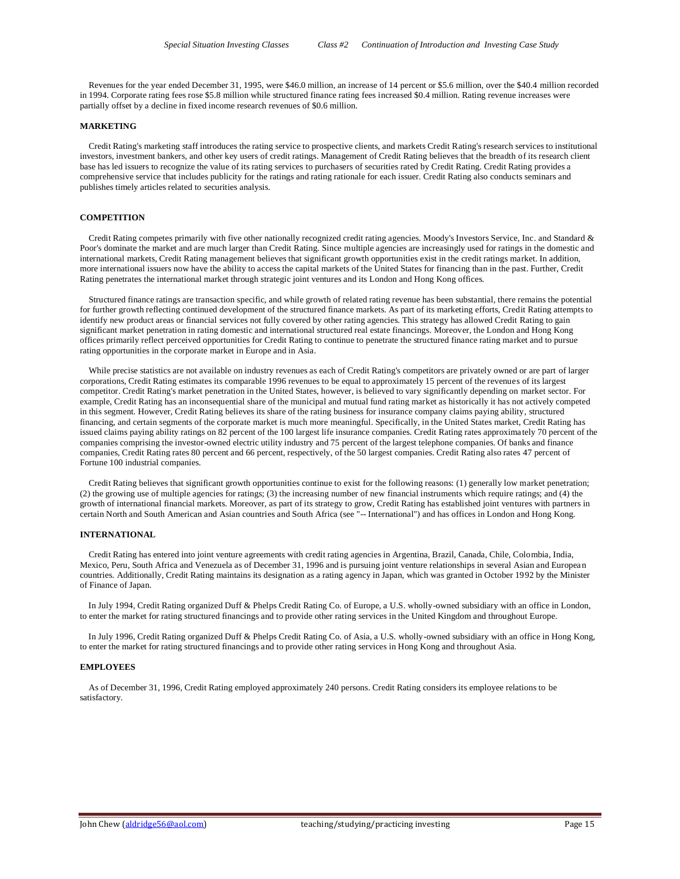Revenues for the year ended December 31, 1995, were $46.0 million, an increase of 14 percent or $5.6 million, over the $40.4 million recorded in 1994. Corporate rating fees rose $5.8 million while structured finance rating fees increased $0.4 million. Rating revenue increases were partially offset by a decline in fixed income research revenues of $0.6 million.

**MARKETING**

Credit Rating's marketing staff introduces the rating service to prospective clients, and markets Credit Rating's research services to institutional investors, investment bankers, and other key users of credit ratings. Management of Credit Rating believes that the breadth of its research client base has led issuers to recognize the value of its rating services to purchasers of securities rated by Credit Rating. Credit Rating provides a comprehensive service that includes publicity for the ratings and rating rationale for each issuer. Credit Rating also conducts seminars and publishes timely articles related to securities analysis.

**COMPETITION**

Credit Rating competes primarily with five other nationally recognized credit rating agencies. Moody's Investors Service, Inc. and Standard & Poor's dominate the market and are much larger than Credit Rating. Since multiple agencies are increasingly used for ratings in the domestic and international markets, Credit Rating management believes that significant growth opportunities exist in the credit ratings market. In addition, more international issuers now have the ability to access the capital markets of the United States for financing than in the past. Further, Credit Rating penetrates the international market through strategic joint ventures and its London and Hong Kong offices.

Structured finance ratings are transaction specific, and while growth of related rating revenue has been substantial, there remains the potential for further growth reflecting continued development of the structured finance markets. As part of its marketing efforts, Credit Rating attempts to identify new product areas or financial services not fully covered by other rating agencies. This strategy has allowed Credit Rating to gain significant market penetration in rating domestic and international structured real estate financings. Moreover, the London and Hong Kong offices primarily reflect perceived opportunities for Credit Rating to continue to penetrate the structured finance rating market and to pursue rating opportunities in the corporate market in Europe and in Asia.

While precise statistics are not available on industry revenues as each of Credit Rating's competitors are privately owned or are part of larger corporations, Credit Rating estimates its comparable 1996 revenues to be equal to approximately 15 percent of the revenues of its largest competitor. Credit Rating's market penetration in the United States, however, is believed to vary significantly depending on market sector. For example, Credit Rating has an inconsequential share of the municipal and mutual fund rating market as historically it has not actively competed in this segment. However, Credit Rating believes its share of the rating business for insurance company claims paying ability, structured financing, and certain segments of the corporate market is much more meaningful. Specifically, in the United States market, Credit Rating has issued claims paying ability ratings on 82 percent of the 100 largest life insurance companies. Credit Rating rates approximately 70 percent of the companies comprising the investor-owned electric utility industry and 75 percent of the largest telephone companies. Of banks and finance companies, Credit Rating rates 80 percent and 66 percent, respectively, of the 50 largest companies. Credit Rating also rates 47 percent of Fortune 100 industrial companies.

Credit Rating believes that significant growth opportunities continue to exist for the following reasons: (1) generally low market penetration; (2) the growing use of multiple agencies for ratings; (3) the increasing number of new financial instruments which require ratings; and (4) the growth of international financial markets. Moreover, as part of its strategy to grow, Credit Rating has established joint ventures with partners in certain North and South American and Asian countries and South Africa (see "-- International") and has offices in London and Hong Kong.

**INTERNATIONAL**

Credit Rating has entered into joint venture agreements with credit rating agencies in Argentina, Brazil, Canada, Chile, Colombia, India, Mexico, Peru, South Africa and Venezuela as of December 31, 1996 and is pursuing joint venture relationships in several Asian and European countries. Additionally, Credit Rating maintains its designation as a rating agency in Japan, which was granted in October 1992 by the Minister of Finance of Japan.

In July 1994, Credit Rating organized Duff & Phelps Credit Rating Co. of Europe, a U.S. wholly-owned subsidiary with an office in London, to enter the market for rating structured financings and to provide other rating services in the United Kingdom and throughout Europe.

In July 1996, Credit Rating organized Duff & Phelps Credit Rating Co. of Asia, a U.S. wholly-owned subsidiary with an office in Hong Kong, to enter the market for rating structured financings and to provide other rating services in Hong Kong and throughout Asia.

**EMPLOYEES**

As of December 31, 1996, Credit Rating employed approximately 240 persons. Credit Rating considers its employee relations to be satisfactory.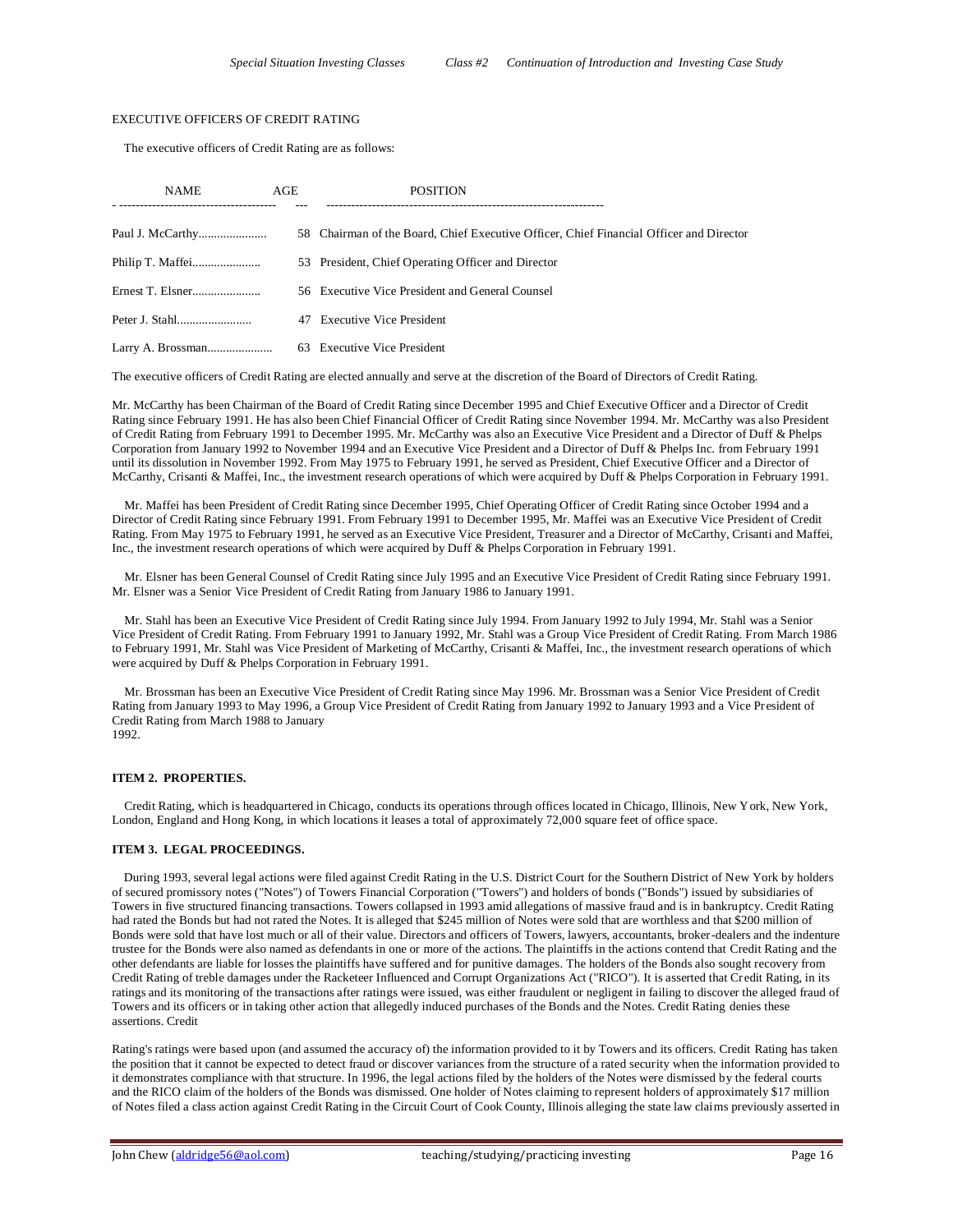EXECUTIVE OFFICERS OF CREDIT RATING

The executive officers of Credit Rating are as follows:

| NAME | AGE | POSITION |
|---|---|---|
| Paul J. McCarthy | 58 | Chairman of the Board, Chief Executive Officer, Chief Financial Officer and Director |
| Philip T. Maffei | 53 | President, Chief Operating Officer and Director |
| Ernest T. Elsner | 56 | Executive Vice President and General Counsel |
| Peter J. Stahl | 47 | Executive Vice President |
| Larry A. Brossman | 63 | Executive Vice President |

The executive officers of Credit Rating are elected annually and serve at the discretion of the Board of Directors of Credit Rating.

Mr. McCarthy has been Chairman of the Board of Credit Rating since December 1995 and Chief Executive Officer and a Director of Credit Rating since February 1991. He has also been Chief Financial Officer of Credit Rating since November 1994. Mr. McCarthy was also President of Credit Rating from February 1991 to December 1995. Mr. McCarthy was also an Executive Vice President and a Director of Duff & Phelps Corporation from January 1992 to November 1994 and an Executive Vice President and a Director of Duff & Phelps Inc. from February 1991 until its dissolution in November 1992. From May 1975 to February 1991, he served as President, Chief Executive Officer and a Director of McCarthy, Crisanti & Maffei, Inc., the investment research operations of which were acquired by Duff & Phelps Corporation in February 1991.

Mr. Maffei has been President of Credit Rating since December 1995, Chief Operating Officer of Credit Rating since October 1994 and a Director of Credit Rating since February 1991. From February 1991 to December 1995, Mr. Maffei was an Executive Vice President of Credit Rating. From May 1975 to February 1991, he served as an Executive Vice President, Treasurer and a Director of McCarthy, Crisanti and Maffei, Inc., the investment research operations of which were acquired by Duff & Phelps Corporation in February 1991.

Mr. Elsner has been General Counsel of Credit Rating since July 1995 and an Executive Vice President of Credit Rating since February 1991. Mr. Elsner was a Senior Vice President of Credit Rating from January 1986 to January 1991.

Mr. Stahl has been an Executive Vice President of Credit Rating since July 1994. From January 1992 to July 1994, Mr. Stahl was a Senior Vice President of Credit Rating. From February 1991 to January 1992, Mr. Stahl was a Group Vice President of Credit Rating. From March 1986 to February 1991, Mr. Stahl was Vice President of Marketing of McCarthy, Crisanti & Maffei, Inc., the investment research operations of which were acquired by Duff & Phelps Corporation in February 1991.

Mr. Brossman has been an Executive Vice President of Credit Rating since May 1996. Mr. Brossman was a Senior Vice President of Credit Rating from January 1993 to May 1996, a Group Vice President of Credit Rating from January 1992 to January 1993 and a Vice President of Credit Rating from March 1988 to January 1992.

**ITEM 2. PROPERTIES.**

Credit Rating, which is headquartered in Chicago, conducts its operations through offices located in Chicago, Illinois, New York, New York, London, England and Hong Kong, in which locations it leases a total of approximately 72,000 square feet of office space.

**ITEM 3. LEGAL PROCEEDINGS.**

During 1993, several legal actions were filed against Credit Rating in the U.S. District Court for the Southern District of New York by holders of secured promissory notes ("Notes") of Towers Financial Corporation ("Towers") and holders of bonds ("Bonds") issued by subsidiaries of Towers in five structured financing transactions. Towers collapsed in 1993 amid allegations of massive fraud and is in bankruptcy. Credit Rating had rated the Bonds but had not rated the Notes. It is alleged that $245 million of Notes were sold that are worthless and that $200 million of Bonds were sold that have lost much or all of their value. Directors and officers of Towers, lawyers, accountants, broker-dealers and the indenture trustee for the Bonds were also named as defendants in one or more of the actions. The plaintiffs in the actions contend that Credit Rating and the other defendants are liable for losses the plaintiffs have suffered and for punitive damages. The holders of the Bonds also sought recovery from Credit Rating of treble damages under the Racketeer Influenced and Corrupt Organizations Act ("RICO"). It is asserted that Credit Rating, in its ratings and its monitoring of the transactions after ratings were issued, was either fraudulent or negligent in failing to discover the alleged fraud of Towers and its officers or in taking other action that allegedly induced purchases of the Bonds and the Notes. Credit Rating denies these assertions. Credit

Rating's ratings were based upon (and assumed the accuracy of) the information provided to it by Towers and its officers. Credit Rating has taken the position that it cannot be expected to detect fraud or discover variances from the structure of a rated security when the information provided to it demonstrates compliance with that structure. In 1996, the legal actions filed by the holders of the Notes were dismissed by the federal courts and the RICO claim of the holders of the Bonds was dismissed. One holder of Notes claiming to represent holders of approximately $17 million of Notes filed a class action against Credit Rating in the Circuit Court of Cook County, Illinois alleging the state law claims previously asserted in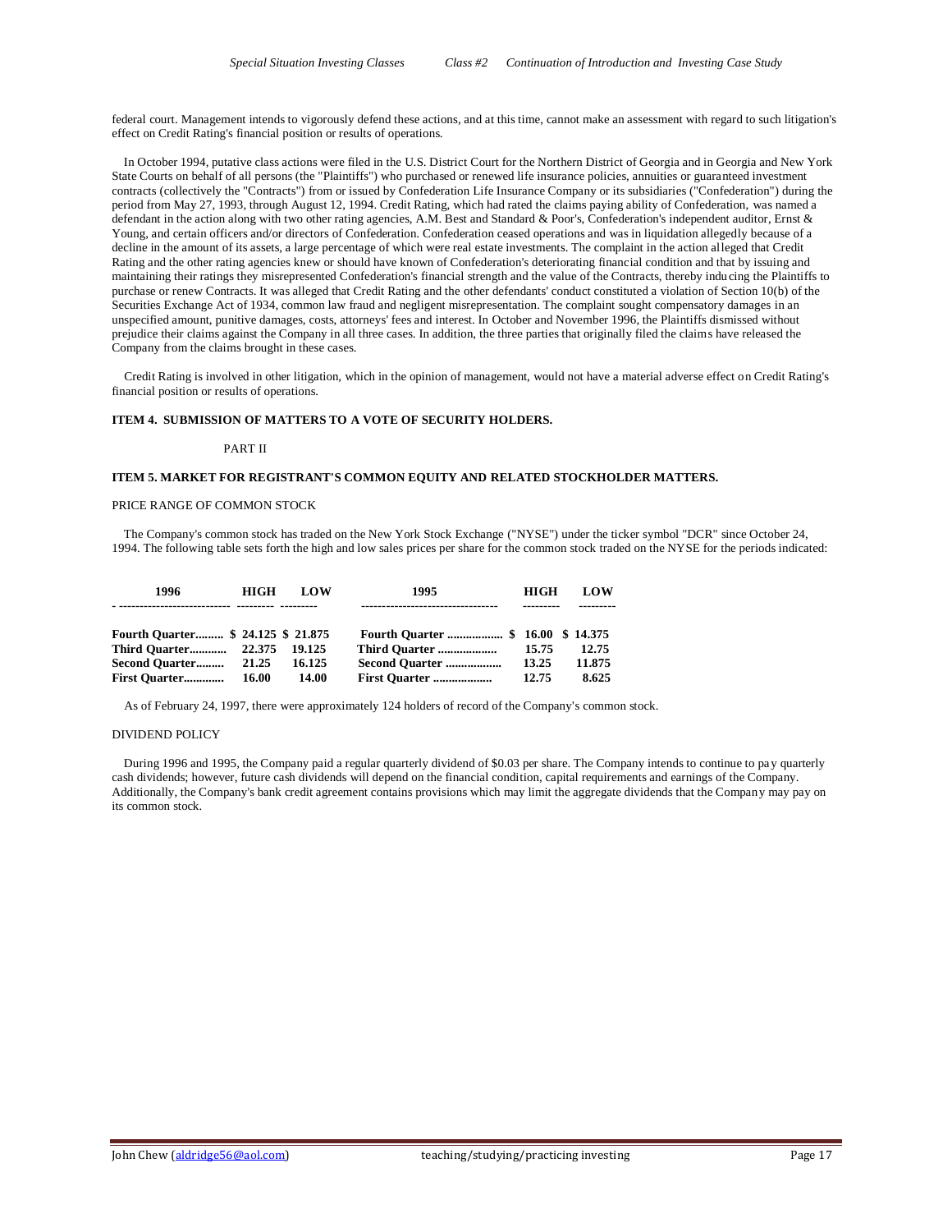federal court. Management intends to vigorously defend these actions, and at this time, cannot make an assessment with regard to such litigation's effect on Credit Rating's financial position or results of operations.

In October 1994, putative class actions were filed in the U.S. District Court for the Northern District of Georgia and in Georgia and New York State Courts on behalf of all persons (the "Plaintiffs") who purchased or renewed life insurance policies, annuities or guaranteed investment contracts (collectively the "Contracts") from or issued by Confederation Life Insurance Company or its subsidiaries ("Confederation") during the period from May 27, 1993, through August 12, 1994. Credit Rating, which had rated the claims paying ability of Confederation, was named a defendant in the action along with two other rating agencies, A.M. Best and Standard & Poor's, Confederation's independent auditor, Ernst & Young, and certain officers and/or directors of Confederation. Confederation ceased operations and was in liquidation allegedly because of a decline in the amount of its assets, a large percentage of which were real estate investments. The complaint in the action alleged that Credit Rating and the other rating agencies knew or should have known of Confederation's deteriorating financial condition and that by issuing and maintaining their ratings they misrepresented Confederation's financial strength and the value of the Contracts, thereby inducing the Plaintiffs to purchase or renew Contracts. It was alleged that Credit Rating and the other defendants' conduct constituted a violation of Section 10(b) of the Securities Exchange Act of 1934, common law fraud and negligent misrepresentation. The complaint sought compensatory damages in an unspecified amount, punitive damages, costs, attorneys' fees and interest. In October and November 1996, the Plaintiffs dismissed without prejudice their claims against the Company in all three cases. In addition, the three parties that originally filed the claims have released the Company from the claims brought in these cases.

Credit Rating is involved in other litigation, which in the opinion of management, would not have a material adverse effect on Credit Rating's financial position or results of operations.

**ITEM 4. SUBMISSION OF MATTERS TO A VOTE OF SECURITY HOLDERS.**

PART II

**ITEM 5. MARKET FOR REGISTRANT'S COMMON EQUITY AND RELATED STOCKHOLDER MATTERS.**

PRICE RANGE OF COMMON STOCK

The Company's common stock has traded on the New York Stock Exchange ("NYSE") under the ticker symbol "DCR" since October 24, 1994. The following table sets forth the high and low sales prices per share for the common stock traded on the NYSE for the periods indicated:

| 1996 | HIGH | LOW | 1995 | HIGH | LOW |
|---|---|---|---|---|---|
| **Fourth Quarter** | **$ 24.125** | **$ 21.875** | **Fourth Quarter** | **$ 16.00** | **$ 14.375** |
| **Third Quarter** | **22.375** | **19.125** | **Third Quarter** | **15.75** | **12.75** |
| **Second Quarter** | **21.25** | **16.125** | **Second Quarter** | **13.25** | **11.875** |
| **First Quarter** | **16.00** | **14.00** | **First Quarter** | **12.75** | **8.625** |

As of February 24, 1997, there were approximately 124 holders of record of the Company's common stock.

DIVIDEND POLICY

During 1996 and 1995, the Company paid a regular quarterly dividend of $0.03 per share. The Company intends to continue to pay quarterly cash dividends; however, future cash dividends will depend on the financial condition, capital requirements and earnings of the Company. Additionally, the Company's bank credit agreement contains provisions which may limit the aggregate dividends that the Company may pay on its common stock.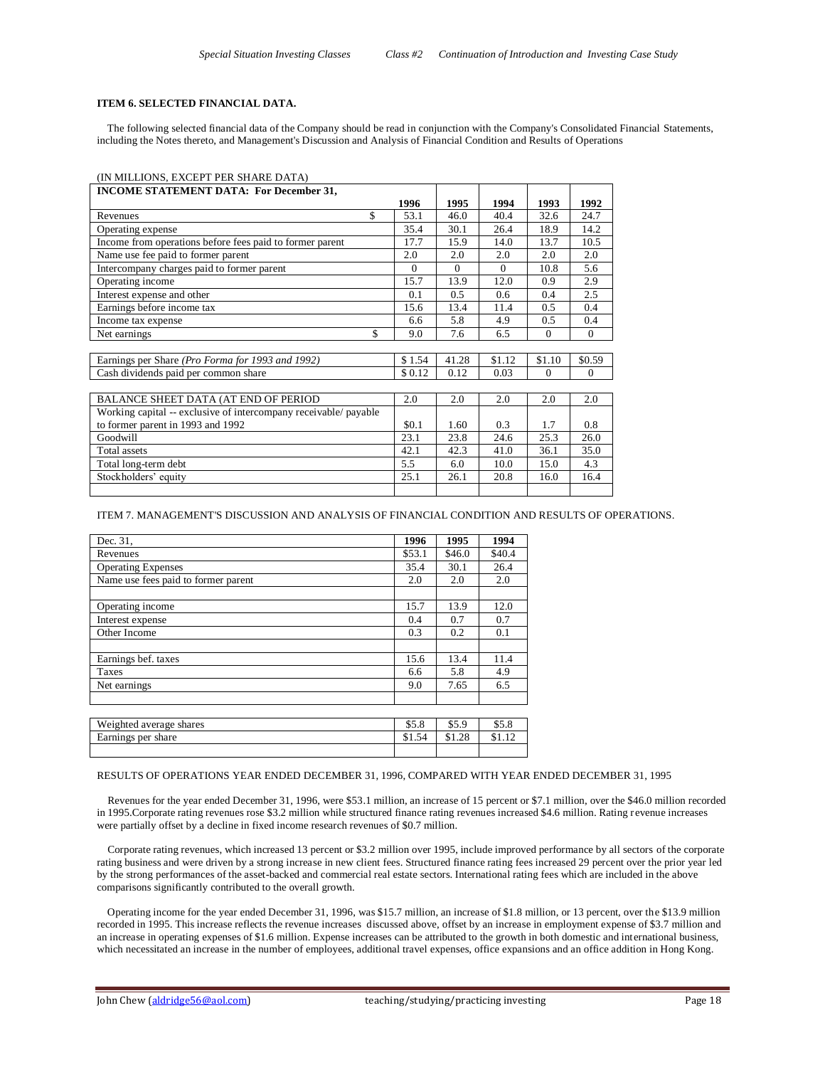**ITEM 6. SELECTED FINANCIAL DATA.**

The following selected financial data of the Company should be read in conjunction with the Company's Consolidated Financial Statements, including the Notes thereto, and Management's Discussion and Analysis of Financial Condition and Results of Operations

(IN MILLIONS, EXCEPT PER SHARE DATA)

| INCOME STATEMENT DATA: For December 31, | | 1996 | 1995 | 1994 | 1993 | 1992 |
|---|---|---|---|---|---|---|
| Revenues | $ | 53.1 | 46.0 | 40.4 | 32.6 | 24.7 |
| Operating expense | | 35.4 | 30.1 | 26.4 | 18.9 | 14.2 |
| Income from operations before fees paid to former parent | | 17.7 | 15.9 | 14.0 | 13.7 | 10.5 |
| Name use fee paid to former parent | | 2.0 | 2.0 | 2.0 | 2.0 | 2.0 |
| Intercompany charges paid to former parent | | 0 | 0 | 0 | 10.8 | 5.6 |
| Operating income | | 15.7 | 13.9 | 12.0 | 0.9 | 2.9 |
| Interest expense and other | | 0.1 | 0.5 | 0.6 | 0.4 | 2.5 |
| Earnings before income tax | | 15.6 | 13.4 | 11.4 | 0.5 | 0.4 |
| Income tax expense | | 6.6 | 5.8 | 4.9 | 0.5 | 0.4 |
| Net earnings | $ | 9.0 | 7.6 | 6.5 | 0 | 0 |
| | | | | | | |
| Earnings per Share *(Pro Forma for 1993 and 1992)* | | $ 1.54 | 41.28 | $1.12 | $1.10 | $0.59 |
| Cash dividends paid per common share | | $ 0.12 | 0.12 | 0.03 | 0 | 0 |
| | | | | | | |
| BALANCE SHEET DATA (AT END OF PERIOD | | 2.0 | 2.0 | 2.0 | 2.0 | 2.0 |
| Working capital -- exclusive of intercompany receivable/ payable to former parent in 1993 and 1992 | | $0.1 | 1.60 | 0.3 | 1.7 | 0.8 |
| Goodwill | | 23.1 | 23.8 | 24.6 | 25.3 | 26.0 |
| Total assets | | 42.1 | 42.3 | 41.0 | 36.1 | 35.0 |
| Total long-term debt | | 5.5 | 6.0 | 10.0 | 15.0 | 4.3 |
| Stockholders' equity | | 25.1 | 26.1 | 20.8 | 16.0 | 16.4 |

ITEM 7. MANAGEMENT'S DISCUSSION AND ANALYSIS OF FINANCIAL CONDITION AND RESULTS OF OPERATIONS.

| Dec. 31, | 1996 | 1995 | 1994 |
|---|---|---|---|
| Revenues | $53.1 | $46.0 | $40.4 |
| Operating Expenses | 35.4 | 30.1 | 26.4 |
| Name use fees paid to former parent | 2.0 | 2.0 | 2.0 |
| | | | |
| Operating income | 15.7 | 13.9 | 12.0 |
| Interest expense | 0.4 | 0.7 | 0.7 |
| Other Income | 0.3 | 0.2 | 0.1 |
| | | | |
| Earnings bef. taxes | 15.6 | 13.4 | 11.4 |
| Taxes | 6.6 | 5.8 | 4.9 |
| Net earnings | 9.0 | 7.65 | 6.5 |
| | | | |
| Weighted average shares | $5.8 | $5.9 | $5.8 |
| Earnings per share | $1.54 | $1.28 | $1.12 |

RESULTS OF OPERATIONS YEAR ENDED DECEMBER 31, 1996, COMPARED WITH YEAR ENDED DECEMBER 31, 1995

Revenues for the year ended December 31, 1996, were $53.1 million, an increase of 15 percent or $7.1 million, over the $46.0 million recorded in 1995.Corporate rating revenues rose $3.2 million while structured finance rating revenues increased $4.6 million. Rating revenue increases were partially offset by a decline in fixed income research revenues of $0.7 million.

Corporate rating revenues, which increased 13 percent or $3.2 million over 1995, include improved performance by all sectors of the corporate rating business and were driven by a strong increase in new client fees. Structured finance rating fees increased 29 percent over the prior year led by the strong performances of the asset-backed and commercial real estate sectors. International rating fees which are included in the above comparisons significantly contributed to the overall growth.

Operating income for the year ended December 31, 1996, was $15.7 million, an increase of $1.8 million, or 13 percent, over the $13.9 million recorded in 1995. This increase reflects the revenue increases discussed above, offset by an increase in employment expense of $3.7 million and an increase in operating expenses of $1.6 million. Expense increases can be attributed to the growth in both domestic and international business, which necessitated an increase in the number of employees, additional travel expenses, office expansions and an office addition in Hong Kong.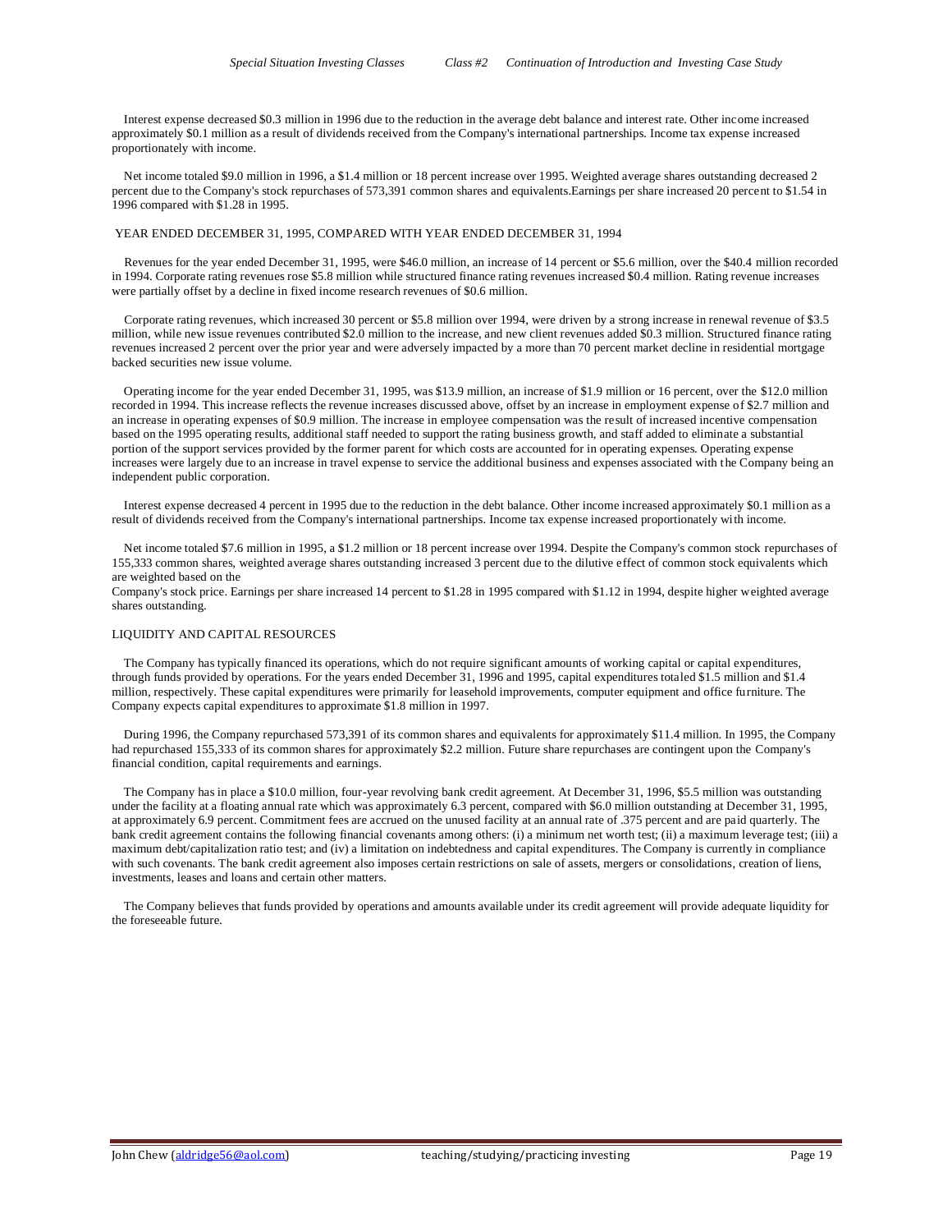Interest expense decreased $0.3 million in 1996 due to the reduction in the average debt balance and interest rate. Other income increased approximately $0.1 million as a result of dividends received from the Company's international partnerships. Income tax expense increased proportionately with income.

Net income totaled $9.0 million in 1996, a $1.4 million or 18 percent increase over 1995. Weighted average shares outstanding decreased 2 percent due to the Company's stock repurchases of 573,391 common shares and equivalents.Earnings per share increased 20 percent to $1.54 in 1996 compared with $1.28 in 1995.

YEAR ENDED DECEMBER 31, 1995, COMPARED WITH YEAR ENDED DECEMBER 31, 1994

Revenues for the year ended December 31, 1995, were $46.0 million, an increase of 14 percent or $5.6 million, over the $40.4 million recorded in 1994. Corporate rating revenues rose $5.8 million while structured finance rating revenues increased $0.4 million. Rating revenue increases were partially offset by a decline in fixed income research revenues of $0.6 million.

Corporate rating revenues, which increased 30 percent or $5.8 million over 1994, were driven by a strong increase in renewal revenue of $3.5 million, while new issue revenues contributed $2.0 million to the increase, and new client revenues added $0.3 million. Structured finance rating revenues increased 2 percent over the prior year and were adversely impacted by a more than 70 percent market decline in residential mortgage backed securities new issue volume.

Operating income for the year ended December 31, 1995, was $13.9 million, an increase of $1.9 million or 16 percent, over the $12.0 million recorded in 1994. This increase reflects the revenue increases discussed above, offset by an increase in employment expense of $2.7 million and an increase in operating expenses of $0.9 million. The increase in employee compensation was the result of increased incentive compensation based on the 1995 operating results, additional staff needed to support the rating business growth, and staff added to eliminate a substantial portion of the support services provided by the former parent for which costs are accounted for in operating expenses. Operating expense increases were largely due to an increase in travel expense to service the additional business and expenses associated with the Company being an independent public corporation.

Interest expense decreased 4 percent in 1995 due to the reduction in the debt balance. Other income increased approximately $0.1 million as a result of dividends received from the Company's international partnerships. Income tax expense increased proportionately with income.

Net income totaled $7.6 million in 1995, a $1.2 million or 18 percent increase over 1994. Despite the Company's common stock repurchases of 155,333 common shares, weighted average shares outstanding increased 3 percent due to the dilutive effect of common stock equivalents which are weighted based on the
Company's stock price. Earnings per share increased 14 percent to $1.28 in 1995 compared with $1.12 in 1994, despite higher weighted average shares outstanding.

LIQUIDITY AND CAPITAL RESOURCES

The Company has typically financed its operations, which do not require significant amounts of working capital or capital expenditures, through funds provided by operations. For the years ended December 31, 1996 and 1995, capital expenditures totaled $1.5 million and $1.4 million, respectively. These capital expenditures were primarily for leasehold improvements, computer equipment and office furniture. The Company expects capital expenditures to approximate $1.8 million in 1997.

During 1996, the Company repurchased 573,391 of its common shares and equivalents for approximately $11.4 million. In 1995, the Company had repurchased 155,333 of its common shares for approximately $2.2 million. Future share repurchases are contingent upon the Company's financial condition, capital requirements and earnings.

The Company has in place a $10.0 million, four-year revolving bank credit agreement. At December 31, 1996, $5.5 million was outstanding under the facility at a floating annual rate which was approximately 6.3 percent, compared with $6.0 million outstanding at December 31, 1995, at approximately 6.9 percent. Commitment fees are accrued on the unused facility at an annual rate of .375 percent and are paid quarterly. The bank credit agreement contains the following financial covenants among others: (i) a minimum net worth test; (ii) a maximum leverage test; (iii) a maximum debt/capitalization ratio test; and (iv) a limitation on indebtedness and capital expenditures. The Company is currently in compliance with such covenants. The bank credit agreement also imposes certain restrictions on sale of assets, mergers or consolidations, creation of liens, investments, leases and loans and certain other matters.

The Company believes that funds provided by operations and amounts available under its credit agreement will provide adequate liquidity for the foreseeable future.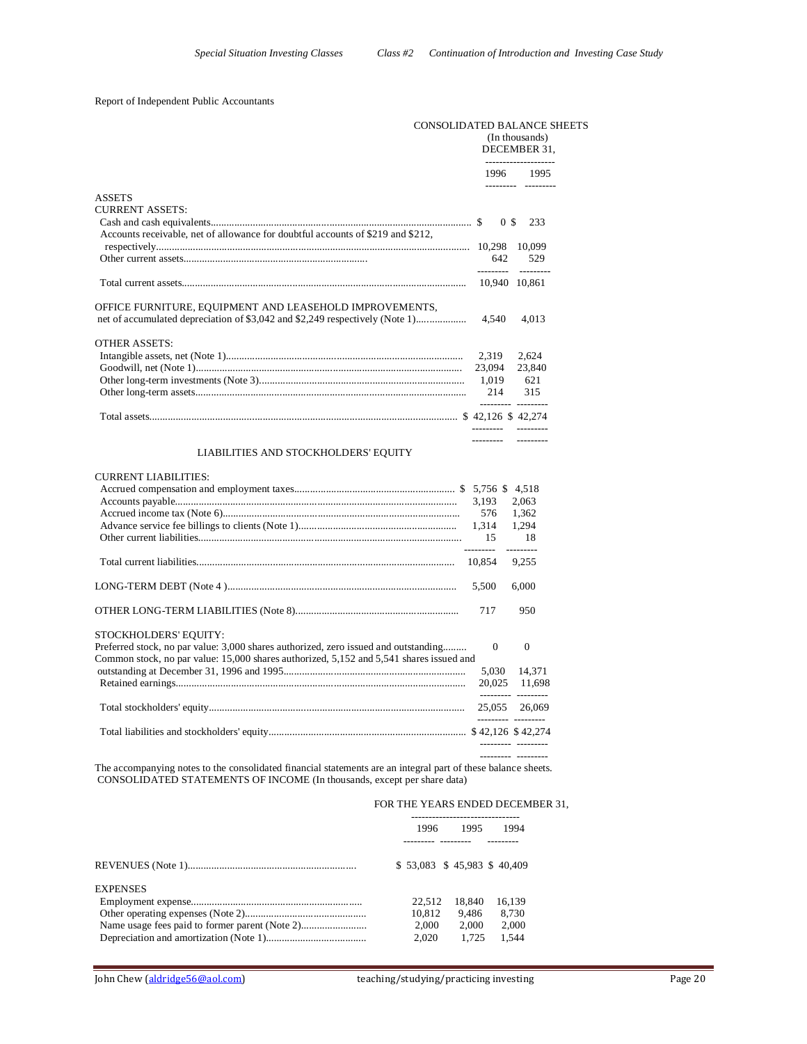Report of Independent Public Accountants

## CONSOLIDATED BALANCE SHEETS

(In thousands)

DECEMBER 31,

| | 1996 | 1995 |
|---|---|---|
| **ASSETS** | | |
| **CURRENT ASSETS:** | | |
| Cash and cash equivalents | $ 0 | $ 233 |
| Accounts receivable, net of allowance for doubtful accounts of $219 and $212, respectively | 10,298 | 10,099 |
| Other current assets | 642 | 529 |
| Total current assets | 10,940 | 10,861 |
| OFFICE FURNITURE, EQUIPMENT AND LEASEHOLD IMPROVEMENTS, net of accumulated depreciation of $3,042 and $2,249 respectively (Note 1) | 4,540 | 4,013 |
| **OTHER ASSETS:** | | |
| Intangible assets, net (Note 1) | 2,319 | 2,624 |
| Goodwill, net (Note 1) | 23,094 | 23,840 |
| Other long-term investments (Note 3) | 1,019 | 621 |
| Other long-term assets | 214 | 315 |
| Total assets | $ 42,126 | $ 42,274 |

### LIABILITIES AND STOCKHOLDERS' EQUITY

| | 1996 | 1995 |
|---|---|---|
| **CURRENT LIABILITIES:** | | |
| Accrued compensation and employment taxes | $ 5,756 | $ 4,518 |
| Accounts payable | 3,193 | 2,063 |
| Accrued income tax (Note 6) | 576 | 1,362 |
| Advance service fee billings to clients (Note 1) | 1,314 | 1,294 |
| Other current liabilities | 15 | 18 |
| Total current liabilities | 10,854 | 9,255 |
| LONG-TERM DEBT (Note 4 ) | 5,500 | 6,000 |
| OTHER LONG-TERM LIABILITIES (Note 8) | 717 | 950 |
| **STOCKHOLDERS' EQUITY:** | | |
| Preferred stock, no par value: 3,000 shares authorized, zero issued and outstanding | 0 | 0 |
| Common stock, no par value: 15,000 shares authorized, 5,152 and 5,541 shares issued and outstanding at December 31, 1996 and 1995 | 5,030 | 14,371 |
| Retained earnings | 20,025 | 11,698 |
| Total stockholders' equity | 25,055 | 26,069 |
| Total liabilities and stockholders' equity | $ 42,126 | $ 42,274 |

The accompanying notes to the consolidated financial statements are an integral part of these balance sheets.

## CONSOLIDATED STATEMENTS OF INCOME (In thousands, except per share data)

FOR THE YEARS ENDED DECEMBER 31,

| | 1996 | 1995 | 1994 |
|---|---|---|---|
| REVENUES (Note 1) | $ 53,083 | $ 45,983 | $ 40,409 |
| **EXPENSES** | | | |
| Employment expense | 22,512 | 18,840 | 16,139 |
| Other operating expenses (Note 2) | 10,812 | 9,486 | 8,730 |
| Name usage fees paid to former parent (Note 2) | 2,000 | 2,000 | 2,000 |
| Depreciation and amortization (Note 1) | 2,020 | 1,725 | 1,544 |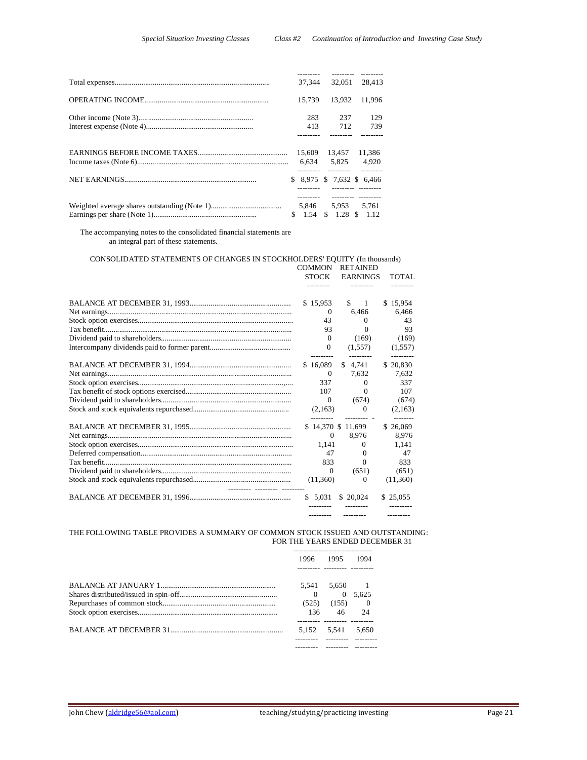| | | | |
|---|---|---|---|
| Total expenses | 37,344 | 32,051 | 28,413 |
| OPERATING INCOME | 15,739 | 13,932 | 11,996 |
| Other income (Note 3) | 283 | 237 | 129 |
| Interest expense (Note 4) | 413 | 712 | 739 |
| EARNINGS BEFORE INCOME TAXES | 15,609 | 13,457 | 11,386 |
| Income taxes (Note 6) | 6,634 | 5,825 | 4,920 |
| NET EARNINGS | $ 8,975 | $ 7,632 | $ 6,466 |
| Weighted average shares outstanding (Note 1) | 5,846 | 5,953 | 5,761 |
| Earnings per share (Note 1) | $ 1.54 | $ 1.28 | $ 1.12 |

The accompanying notes to the consolidated financial statements are an integral part of these statements.

CONSOLIDATED STATEMENTS OF CHANGES IN STOCKHOLDERS' EQUITY (In thousands)

| | COMMON STOCK | RETAINED EARNINGS | TOTAL |
|---|---|---|---|
| BALANCE AT DECEMBER 31, 1993 | $ 15,953 | $ 1 | $ 15,954 |
| Net earnings | 0 | 6,466 | 6,466 |
| Stock option exercises | 43 | 0 | 43 |
| Tax benefit | 93 | 0 | 93 |
| Dividend paid to shareholders | 0 | (169) | (169) |
| Intercompany dividends paid to former parent | 0 | (1,557) | (1,557) |
| BALANCE AT DECEMBER 31, 1994 | $ 16,089 | $ 4,741 | $ 20,830 |
| Net earnings | 0 | 7,632 | 7,632 |
| Stock option exercises | 337 | 0 | 337 |
| Tax benefit of stock options exercised | 107 | 0 | 107 |
| Dividend paid to shareholders | 0 | (674) | (674) |
| Stock and stock equivalents repurchased | (2,163) | 0 | (2,163) |
| BALANCE AT DECEMBER 31, 1995 | $ 14,370 | $ 11,699 | $ 26,069 |
| Net earnings | 0 | 8,976 | 8,976 |
| Stock option exercises | 1,141 | 0 | 1,141 |
| Deferred compensation | 47 | 0 | 47 |
| Tax benefit | 833 | 0 | 833 |
| Dividend paid to shareholders | 0 | (651) | (651) |
| Stock and stock equivalents repurchased | (11,360) | 0 | (11,360) |
| BALANCE AT DECEMBER 31, 1996 | $ 5,031 | $ 20,024 | $ 25,055 |

THE FOLLOWING TABLE PROVIDES A SUMMARY OF COMMON STOCK ISSUED AND OUTSTANDING:
FOR THE YEARS ENDED DECEMBER 31

| | 1996 | 1995 | 1994 |
|---|---|---|---|
| BALANCE AT JANUARY 1 | 5,541 | 5,650 | 1 |
| Shares distributed/issued in spin-off | 0 | 0 | 5,625 |
| Repurchases of common stock | (525) | (155) | 0 |
| Stock option exercises | 136 | 46 | 24 |
| BALANCE AT DECEMBER 31 | 5,152 | 5,541 | 5,650 |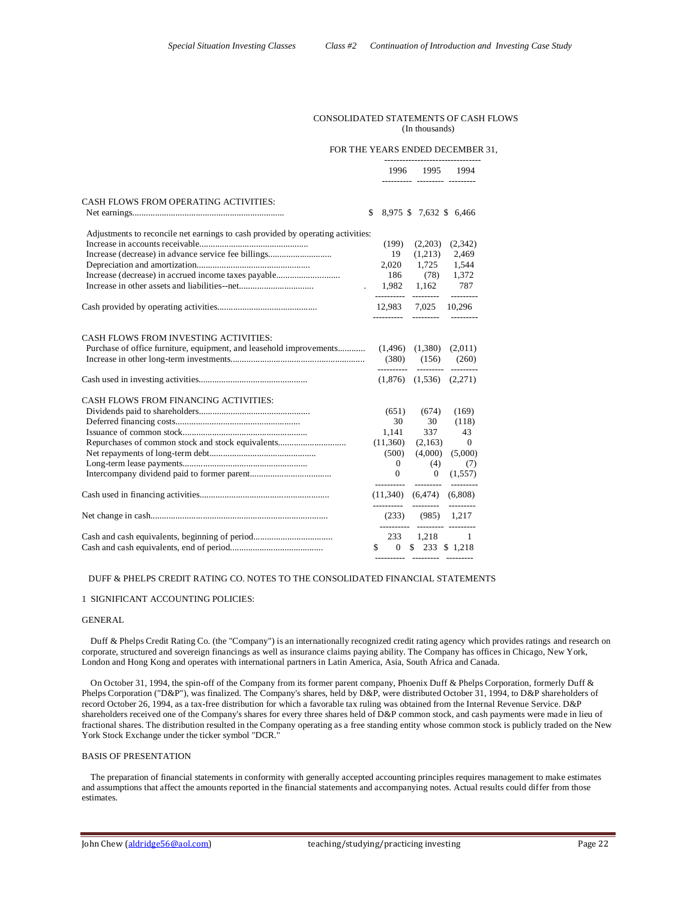CONSOLIDATED STATEMENTS OF CASH FLOWS
(In thousands)

FOR THE YEARS ENDED DECEMBER 31,

| | 1996 | 1995 | 1994 |
|---|---|---|---|
| **CASH FLOWS FROM OPERATING ACTIVITIES:** | | | |
| Net earnings | $ 8,975 | $ 7,632 | $ 6,466 |
| Adjustments to reconcile net earnings to cash provided by operating activities: | | | |
| Increase in accounts receivable | (199) | (2,203) | (2,342) |
| Increase (decrease) in advance service fee billings | 19 | (1,213) | 2,469 |
| Depreciation and amortization | 2,020 | 1,725 | 1,544 |
| Increase (decrease) in accrued income taxes payable | 186 | (78) | 1,372 |
| Increase in other assets and liabilities--net | 1,982 | 1,162 | 787 |
| Cash provided by operating activities | 12,983 | 7,025 | 10,296 |
| **CASH FLOWS FROM INVESTING ACTIVITIES:** | | | |
| Purchase of office furniture, equipment, and leasehold improvements | (1,496) | (1,380) | (2,011) |
| Increase in other long-term investments | (380) | (156) | (260) |
| Cash used in investing activities | (1,876) | (1,536) | (2,271) |
| **CASH FLOWS FROM FINANCING ACTIVITIES:** | | | |
| Dividends paid to shareholders | (651) | (674) | (169) |
| Deferred financing costs | 30 | 30 | (118) |
| Issuance of common stock | 1,141 | 337 | 43 |
| Repurchases of common stock and stock equivalents | (11,360) | (2,163) | 0 |
| Net repayments of long-term debt | (500) | (4,000) | (5,000) |
| Long-term lease payments | 0 | (4) | (7) |
| Intercompany dividend paid to former parent | 0 | 0 | (1,557) |
| Cash used in financing activities | (11,340) | (6,474) | (6,808) |
| Net change in cash | (233) | (985) | 1,217 |
| Cash and cash equivalents, beginning of period | 233 | 1,218 | 1 |
| Cash and cash equivalents, end of period | $ 0 | $ 233 | $ 1,218 |

DUFF & PHELPS CREDIT RATING CO. NOTES TO THE CONSOLIDATED FINANCIAL STATEMENTS

1 SIGNIFICANT ACCOUNTING POLICIES:

GENERAL

Duff & Phelps Credit Rating Co. (the "Company") is an internationally recognized credit rating agency which provides ratings and research on corporate, structured and sovereign financings as well as insurance claims paying ability. The Company has offices in Chicago, New York, London and Hong Kong and operates with international partners in Latin America, Asia, South Africa and Canada.

On October 31, 1994, the spin-off of the Company from its former parent company, Phoenix Duff & Phelps Corporation, formerly Duff & Phelps Corporation ("D&P"), was finalized. The Company's shares, held by D&P, were distributed October 31, 1994, to D&P shareholders of record October 26, 1994, as a tax-free distribution for which a favorable tax ruling was obtained from the Internal Revenue Service. D&P shareholders received one of the Company's shares for every three shares held of D&P common stock, and cash payments were made in lieu of fractional shares. The distribution resulted in the Company operating as a free standing entity whose common stock is publicly traded on the New York Stock Exchange under the ticker symbol "DCR."

BASIS OF PRESENTATION

The preparation of financial statements in conformity with generally accepted accounting principles requires management to make estimates and assumptions that affect the amounts reported in the financial statements and accompanying notes. Actual results could differ from those estimates.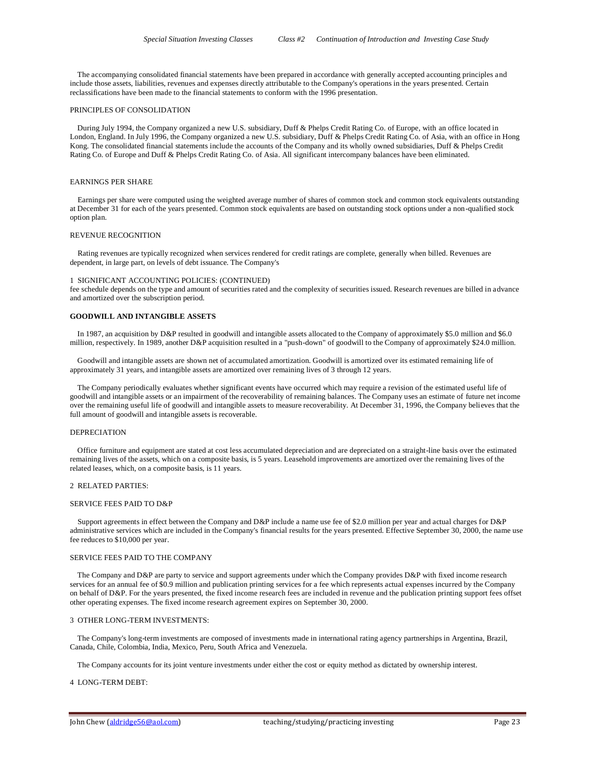The accompanying consolidated financial statements have been prepared in accordance with generally accepted accounting principles and include those assets, liabilities, revenues and expenses directly attributable to the Company's operations in the years presented. Certain reclassifications have been made to the financial statements to conform with the 1996 presentation.

PRINCIPLES OF CONSOLIDATION

During July 1994, the Company organized a new U.S. subsidiary, Duff & Phelps Credit Rating Co. of Europe, with an office located in London, England. In July 1996, the Company organized a new U.S. subsidiary, Duff & Phelps Credit Rating Co. of Asia, with an office in Hong Kong. The consolidated financial statements include the accounts of the Company and its wholly owned subsidiaries, Duff & Phelps Credit Rating Co. of Europe and Duff & Phelps Credit Rating Co. of Asia. All significant intercompany balances have been eliminated.

EARNINGS PER SHARE

Earnings per share were computed using the weighted average number of shares of common stock and common stock equivalents outstanding at December 31 for each of the years presented. Common stock equivalents are based on outstanding stock options under a non-qualified stock option plan.

REVENUE RECOGNITION

Rating revenues are typically recognized when services rendered for credit ratings are complete, generally when billed. Revenues are dependent, in large part, on levels of debt issuance. The Company's

1 SIGNIFICANT ACCOUNTING POLICIES: (CONTINUED)
fee schedule depends on the type and amount of securities rated and the complexity of securities issued. Research revenues are billed in advance and amortized over the subscription period.

**GOODWILL AND INTANGIBLE ASSETS**

In 1987, an acquisition by D&P resulted in goodwill and intangible assets allocated to the Company of approximately $5.0 million and $6.0 million, respectively. In 1989, another D&P acquisition resulted in a "push-down" of goodwill to the Company of approximately $24.0 million.

Goodwill and intangible assets are shown net of accumulated amortization. Goodwill is amortized over its estimated remaining life of approximately 31 years, and intangible assets are amortized over remaining lives of 3 through 12 years.

The Company periodically evaluates whether significant events have occurred which may require a revision of the estimated useful life of goodwill and intangible assets or an impairment of the recoverability of remaining balances. The Company uses an estimate of future net income over the remaining useful life of goodwill and intangible assets to measure recoverability. At December 31, 1996, the Company believes that the full amount of goodwill and intangible assets is recoverable.

DEPRECIATION

Office furniture and equipment are stated at cost less accumulated depreciation and are depreciated on a straight-line basis over the estimated remaining lives of the assets, which on a composite basis, is 5 years. Leasehold improvements are amortized over the remaining lives of the related leases, which, on a composite basis, is 11 years.

2 RELATED PARTIES:

SERVICE FEES PAID TO D&P

Support agreements in effect between the Company and D&P include a name use fee of $2.0 million per year and actual charges for D&P administrative services which are included in the Company's financial results for the years presented. Effective September 30, 2000, the name use fee reduces to $10,000 per year.

SERVICE FEES PAID TO THE COMPANY

The Company and D&P are party to service and support agreements under which the Company provides D&P with fixed income research services for an annual fee of $0.9 million and publication printing services for a fee which represents actual expenses incurred by the Company on behalf of D&P. For the years presented, the fixed income research fees are included in revenue and the publication printing support fees offset other operating expenses. The fixed income research agreement expires on September 30, 2000.

3 OTHER LONG-TERM INVESTMENTS:

The Company's long-term investments are composed of investments made in international rating agency partnerships in Argentina, Brazil, Canada, Chile, Colombia, India, Mexico, Peru, South Africa and Venezuela.

The Company accounts for its joint venture investments under either the cost or equity method as dictated by ownership interest.

4 LONG-TERM DEBT: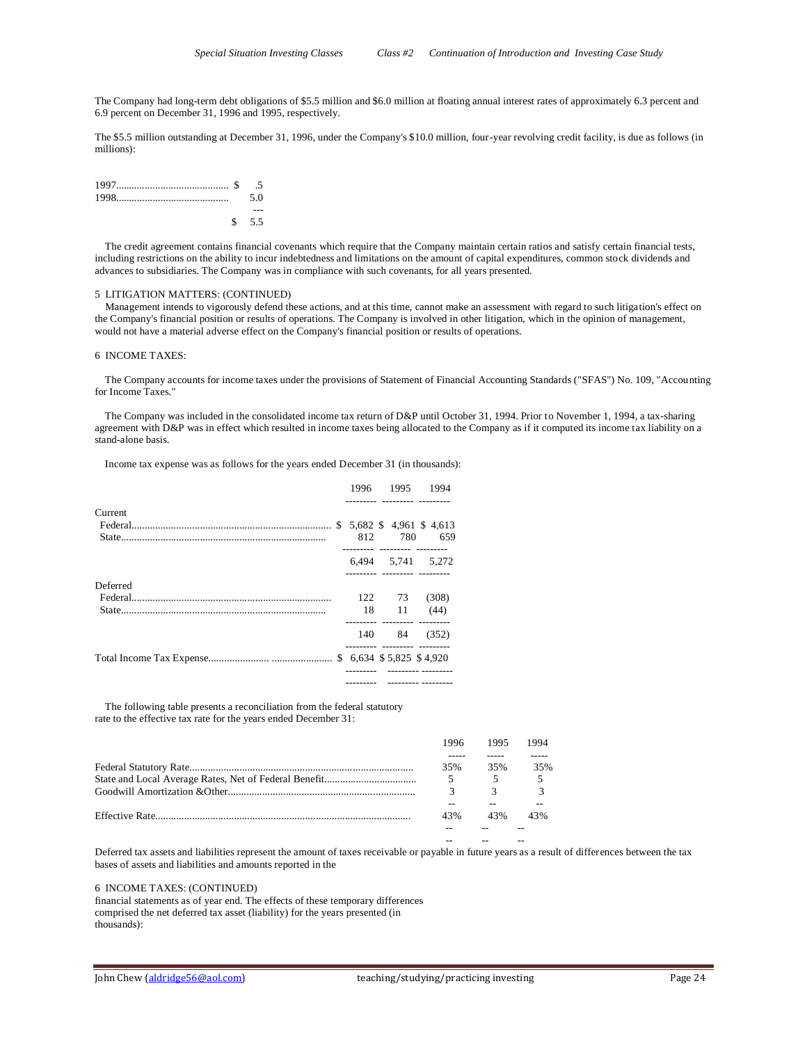The Company had long-term debt obligations of $5.5 million and $6.0 million at floating annual interest rates of approximately 6.3 percent and 6.9 percent on December 31, 1996 and 1995, respectively.

The $5.5 million outstanding at December 31, 1996, under the Company's $10.0 million, four-year revolving credit facility, is due as follows (in millions):

| | |
|---|---|
| 1997 | $ .5 |
| 1998 | 5.0 |
| | $ 5.5 |

The credit agreement contains financial covenants which require that the Company maintain certain ratios and satisfy certain financial tests, including restrictions on the ability to incur indebtedness and limitations on the amount of capital expenditures, common stock dividends and advances to subsidiaries. The Company was in compliance with such covenants, for all years presented.

5 LITIGATION MATTERS: (CONTINUED)

Management intends to vigorously defend these actions, and at this time, cannot make an assessment with regard to such litigation's effect on the Company's financial position or results of operations. The Company is involved in other litigation, which in the opinion of management, would not have a material adverse effect on the Company's financial position or results of operations.

6 INCOME TAXES:

The Company accounts for income taxes under the provisions of Statement of Financial Accounting Standards ("SFAS") No. 109, "Accounting for Income Taxes."

The Company was included in the consolidated income tax return of D&P until October 31, 1994. Prior to November 1, 1994, a tax-sharing agreement with D&P was in effect which resulted in income taxes being allocated to the Company as if it computed its income tax liability on a stand-alone basis.

Income tax expense was as follows for the years ended December 31 (in thousands):

| | 1996 | 1995 | 1994 |
|---|---|---|---|
| Current | | | |
| Federal | $ 5,682 | $ 4,961 | $ 4,613 |
| State | 812 | 780 | 659 |
| | 6,494 | 5,741 | 5,272 |
| Deferred | | | |
| Federal | 122 | 73 | (308) |
| State | 18 | 11 | (44) |
| | 140 | 84 | (352) |
| Total Income Tax Expense | $ 6,634 | $ 5,825 | $ 4,920 |

The following table presents a reconciliation from the federal statutory rate to the effective tax rate for the years ended December 31:

| | 1996 | 1995 | 1994 |
|---|---|---|---|
| Federal Statutory Rate | 35% | 35% | 35% |
| State and Local Average Rates, Net of Federal Benefit | 5 | 5 | 5 |
| Goodwill Amortization &Other | 3 | 3 | 3 |
| Effective Rate | 43% | 43% | 43% |

Deferred tax assets and liabilities represent the amount of taxes receivable or payable in future years as a result of differences between the tax bases of assets and liabilities and amounts reported in the

6 INCOME TAXES: (CONTINUED)

financial statements as of year end. The effects of these temporary differences comprised the net deferred tax asset (liability) for the years presented (in thousands):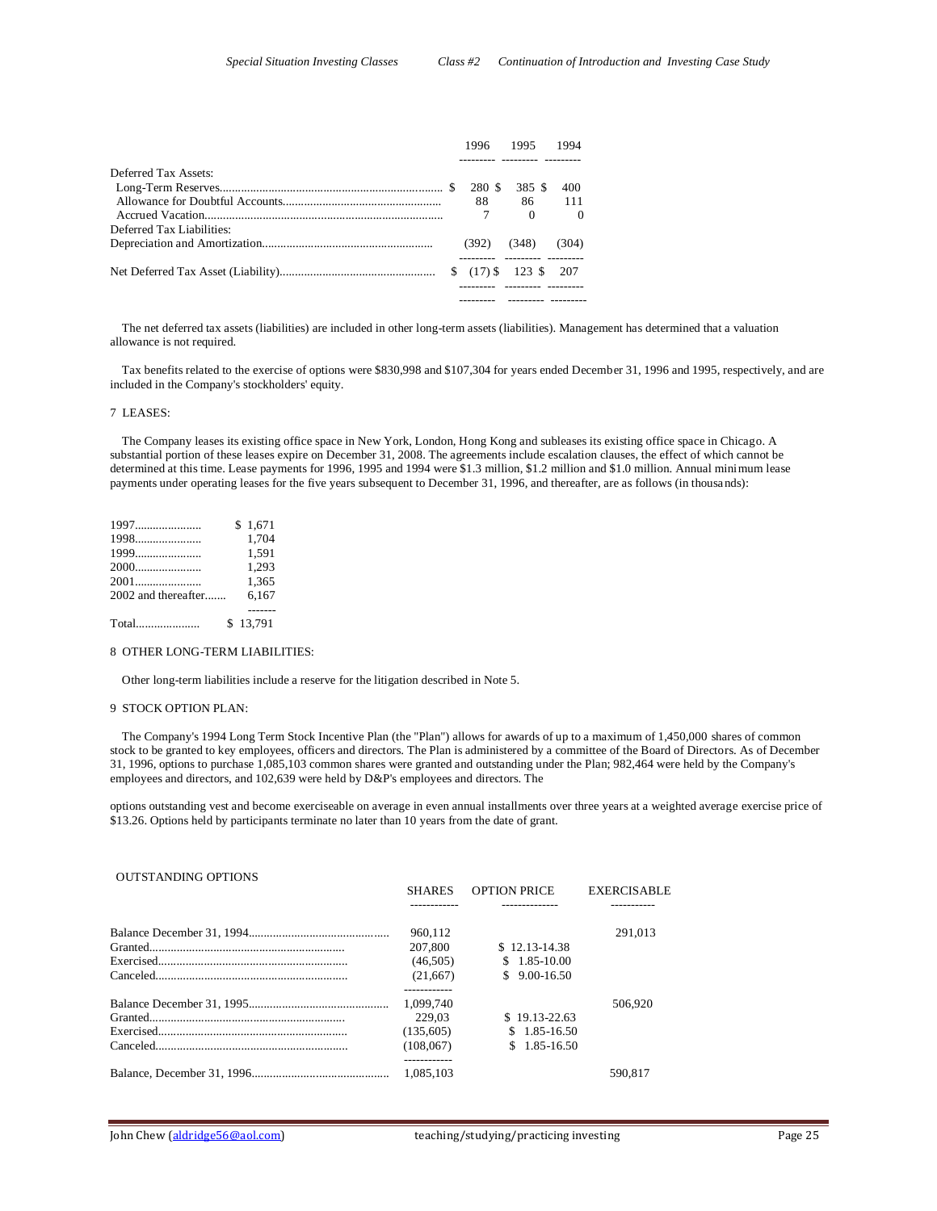| | 1996 | 1995 | 1994 |
|---|---|---|---|
| Deferred Tax Assets: | | | |
| Long-Term Reserves | $ 280 | $ 385 | $ 400 |
| Allowance for Doubtful Accounts | 88 | 86 | 111 |
| Accrued Vacation | 7 | 0 | 0 |
| Deferred Tax Liabilities: | | | |
| Depreciation and Amortization | (392) | (348) | (304) |
| Net Deferred Tax Asset (Liability) | $ (17) | $ 123 | $ 207 |

The net deferred tax assets (liabilities) are included in other long-term assets (liabilities). Management has determined that a valuation allowance is not required.

Tax benefits related to the exercise of options were $830,998 and $107,304 for years ended December 31, 1996 and 1995, respectively, and are included in the Company's stockholders' equity.

7 LEASES:

The Company leases its existing office space in New York, London, Hong Kong and subleases its existing office space in Chicago. A substantial portion of these leases expire on December 31, 2008. The agreements include escalation clauses, the effect of which cannot be determined at this time. Lease payments for 1996, 1995 and 1994 were $1.3 million, $1.2 million and $1.0 million. Annual minimum lease payments under operating leases for the five years subsequent to December 31, 1996, and thereafter, are as follows (in thousands):

| | |
|---|---|
| 1997 | $ 1,671 |
| 1998 | 1,704 |
| 1999 | 1,591 |
| 2000 | 1,293 |
| 2001 | 1,365 |
| 2002 and thereafter | 6,167 |
| Total | $ 13,791 |

8 OTHER LONG-TERM LIABILITIES:

Other long-term liabilities include a reserve for the litigation described in Note 5.

9 STOCK OPTION PLAN:

The Company's 1994 Long Term Stock Incentive Plan (the "Plan") allows for awards of up to a maximum of 1,450,000 shares of common stock to be granted to key employees, officers and directors. The Plan is administered by a committee of the Board of Directors. As of December 31, 1996, options to purchase 1,085,103 common shares were granted and outstanding under the Plan; 982,464 were held by the Company's employees and directors, and 102,639 were held by D&P's employees and directors. The

options outstanding vest and become exerciseable on average in even annual installments over three years at a weighted average exercise price of $13.26. Options held by participants terminate no later than 10 years from the date of grant.

| OUTSTANDING OPTIONS | SHARES | OPTION PRICE | EXERCISABLE |
|---|---|---|---|
| Balance December 31, 1994 | 960,112 | | 291,013 |
| Granted | 207,800 | $ 12.13-14.38 | |
| Exercised | (46,505) | $ 1.85-10.00 | |
| Canceled | (21,667) | $ 9.00-16.50 | |
| Balance December 31, 1995 | 1,099,740 | | 506,920 |
| Granted | 229,03 | $ 19.13-22.63 | |
| Exercised | (135,605) | $ 1.85-16.50 | |
| Canceled | (108,067) | $ 1.85-16.50 | |
| Balance, December 31, 1996 | 1,085,103 | | 590,817 |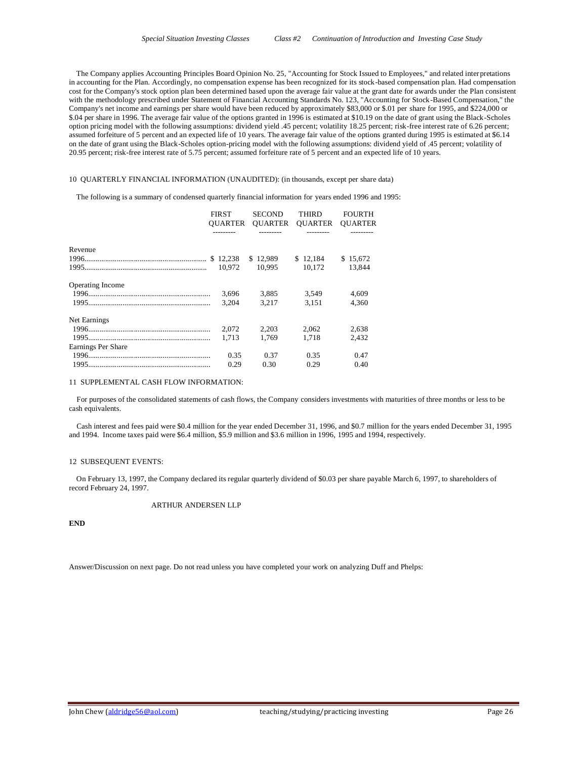The Company applies Accounting Principles Board Opinion No. 25, "Accounting for Stock Issued to Employees," and related interpretations in accounting for the Plan. Accordingly, no compensation expense has been recognized for its stock-based compensation plan. Had compensation cost for the Company's stock option plan been determined based upon the average fair value at the grant date for awards under the Plan consistent with the methodology prescribed under Statement of Financial Accounting Standards No. 123, "Accounting for Stock-Based Compensation," the Company's net income and earnings per share would have been reduced by approximately $83,000 or $.01 per share for 1995, and $224,000 or $.04 per share in 1996. The average fair value of the options granted in 1996 is estimated at $10.19 on the date of grant using the Black-Scholes option pricing model with the following assumptions: dividend yield .45 percent; volatility 18.25 percent; risk-free interest rate of 6.26 percent; assumed forfeiture of 5 percent and an expected life of 10 years. The average fair value of the options granted during 1995 is estimated at $6.14 on the date of grant using the Black-Scholes option-pricing model with the following assumptions: dividend yield of .45 percent; volatility of 20.95 percent; risk-free interest rate of 5.75 percent; assumed forfeiture rate of 5 percent and an expected life of 10 years.

10 QUARTERLY FINANCIAL INFORMATION (UNAUDITED): (in thousands, except per share data)

The following is a summary of condensed quarterly financial information for years ended 1996 and 1995:

| | FIRST QUARTER | SECOND QUARTER | THIRD QUARTER | FOURTH QUARTER |
|---|---|---|---|---|
| **Revenue** | | | | |
| 1996 | $ 12,238 | $ 12,989 | $ 12,184 | $ 15,672 |
| 1995 | 10,972 | 10,995 | 10,172 | 13,844 |
| **Operating Income** | | | | |
| 1996 | 3,696 | 3,885 | 3,549 | 4,609 |
| 1995 | 3,204 | 3,217 | 3,151 | 4,360 |
| **Net Earnings** | | | | |
| 1996 | 2,072 | 2,203 | 2,062 | 2,638 |
| 1995 | 1,713 | 1,769 | 1,718 | 2,432 |
| **Earnings Per Share** | | | | |
| 1996 | 0.35 | 0.37 | 0.35 | 0.47 |
| 1995 | 0.29 | 0.30 | 0.29 | 0.40 |

11 SUPPLEMENTAL CASH FLOW INFORMATION:

For purposes of the consolidated statements of cash flows, the Company considers investments with maturities of three months or less to be cash equivalents.

Cash interest and fees paid were $0.4 million for the year ended December 31, 1996, and $0.7 million for the years ended December 31, 1995 and 1994. Income taxes paid were $6.4 million, $5.9 million and $3.6 million in 1996, 1995 and 1994, respectively.

12 SUBSEQUENT EVENTS:

On February 13, 1997, the Company declared its regular quarterly dividend of $0.03 per share payable March 6, 1997, to shareholders of record February 24, 1997.

ARTHUR ANDERSEN LLP

**END**

Answer/Discussion on next page. Do not read unless you have completed your work on analyzing Duff and Phelps: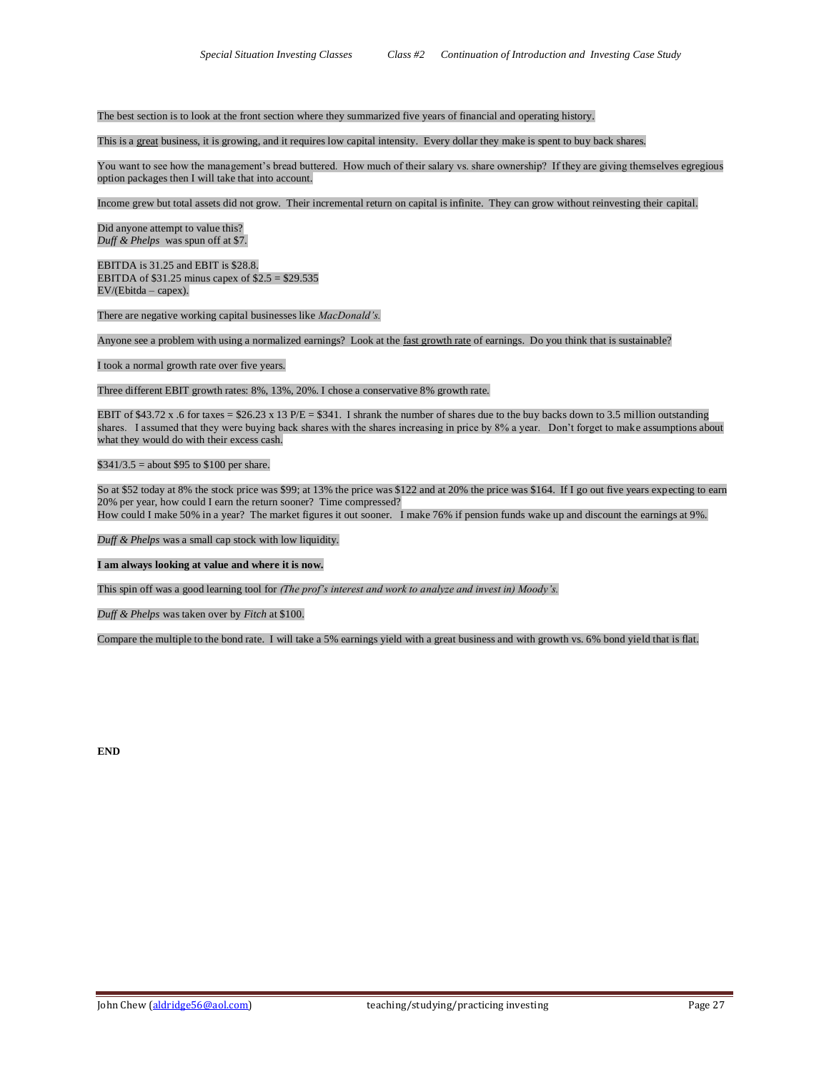The best section is to look at the front section where they summarized five years of financial and operating history.

This is a great business, it is growing, and it requires low capital intensity. Every dollar they make is spent to buy back shares.

You want to see how the management's bread buttered. How much of their salary vs. share ownership? If they are giving themselves egregious option packages then I will take that into account.

Income grew but total assets did not grow. Their incremental return on capital is infinite. They can grow without reinvesting their capital.

Did anyone attempt to value this?
*Duff & Phelps* was spun off at $7.

EBITDA is 31.25 and EBIT is $28.8.
EBITDA of $31.25 minus capex of $2.5 = $29.535
EV/(Ebitda – capex).

There are negative working capital businesses like *MacDonald's.*

Anyone see a problem with using a normalized earnings? Look at the fast growth rate of earnings. Do you think that is sustainable?

I took a normal growth rate over five years.

Three different EBIT growth rates: 8%, 13%, 20%. I chose a conservative 8% growth rate.

EBIT of $43.72 x .6 for taxes = $26.23 x 13 P/E = $341. I shrank the number of shares due to the buy backs down to 3.5 million outstanding shares. I assumed that they were buying back shares with the shares increasing in price by 8% a year. Don't forget to make assumptions about what they would do with their excess cash.

$341/3.5 = about $95 to $100 per share.

So at $52 today at 8% the stock price was $99; at 13% the price was $122 and at 20% the price was $164. If I go out five years expecting to earn 20% per year, how could I earn the return sooner? Time compressed?
How could I make 50% in a year? The market figures it out sooner. I make 76% if pension funds wake up and discount the earnings at 9%.

*Duff & Phelps* was a small cap stock with low liquidity.

**I am always looking at value and where it is now.**

This spin off was a good learning tool for *(The prof's interest and work to analyze and invest in) Moody's.*

*Duff & Phelps* was taken over by *Fitch* at $100.

Compare the multiple to the bond rate. I will take a 5% earnings yield with a great business and with growth vs. 6% bond yield that is flat.

**END**